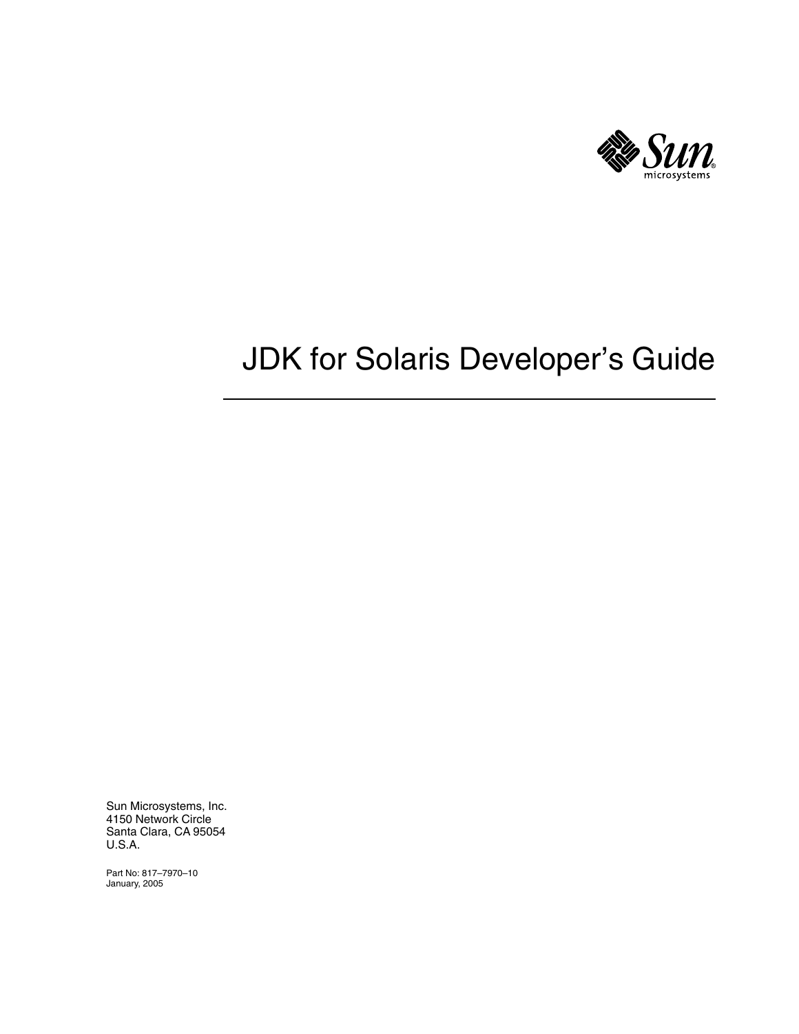# JDK for Solaris Developer's Guide

Sun Microsystems, Inc.
4150 Network Circle
Santa Clara, CA 95054
U.S.A.

Part No: 817–7970–10
January, 2005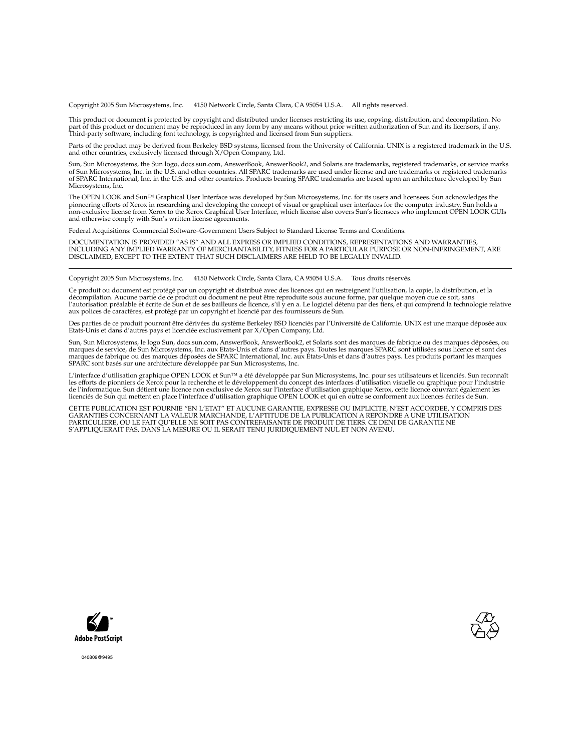Copyright 2005 Sun Microsystems, Inc. 4150 Network Circle, Santa Clara, CA 95054 U.S.A. All rights reserved.

This product or document is protected by copyright and distributed under licenses restricting its use, copying, distribution, and decompilation. No part of this product or document may be reproduced in any form by any means without prior written authorization of Sun and its licensors, if any. Third-party software, including font technology, is copyrighted and licensed from Sun suppliers.

Parts of the product may be derived from Berkeley BSD systems, licensed from the University of California. UNIX is a registered trademark in the U.S. and other countries, exclusively licensed through X/Open Company, Ltd.

Sun, Sun Microsystems, the Sun logo, docs.sun.com, AnswerBook, AnswerBook2, and Solaris are trademarks, registered trademarks, or service marks of Sun Microsystems, Inc. in the U.S. and other countries. All SPARC trademarks are used under license and are trademarks or registered trademarks of SPARC International, Inc. in the U.S. and other countries. Products bearing SPARC trademarks are based upon an architecture developed by Sun Microsystems, Inc.

The OPEN LOOK and Sun™ Graphical User Interface was developed by Sun Microsystems, Inc. for its users and licensees. Sun acknowledges the pioneering efforts of Xerox in researching and developing the concept of visual or graphical user interfaces for the computer industry. Sun holds a non-exclusive license from Xerox to the Xerox Graphical User Interface, which license also covers Sun's licensees who implement OPEN LOOK GUIs and otherwise comply with Sun's written license agreements.

Federal Acquisitions: Commercial Software–Government Users Subject to Standard License Terms and Conditions.

DOCUMENTATION IS PROVIDED "AS IS" AND ALL EXPRESS OR IMPLIED CONDITIONS, REPRESENTATIONS AND WARRANTIES, INCLUDING ANY IMPLIED WARRANTY OF MERCHANTABILITY, FITNESS FOR A PARTICULAR PURPOSE OR NON-INFRINGEMENT, ARE DISCLAIMED, EXCEPT TO THE EXTENT THAT SUCH DISCLAIMERS ARE HELD TO BE LEGALLY INVALID.

---

Copyright 2005 Sun Microsystems, Inc. 4150 Network Circle, Santa Clara, CA 95054 U.S.A. Tous droits réservés.

Ce produit ou document est protégé par un copyright et distribué avec des licences qui en restreignent l'utilisation, la copie, la distribution, et la décompilation. Aucune partie de ce produit ou document ne peut être reproduite sous aucune forme, par quelque moyen que ce soit, sans l'autorisation préalable et écrite de Sun et de ses bailleurs de licence, s'il y en a. Le logiciel détenu par des tiers, et qui comprend la technologie relative aux polices de caractères, est protégé par un copyright et licencié par des fournisseurs de Sun.

Des parties de ce produit pourront être dérivées du système Berkeley BSD licenciés par l'Université de Californie. UNIX est une marque déposée aux Etats-Unis et dans d'autres pays et licenciée exclusivement par X/Open Company, Ltd.

Sun, Sun Microsystems, le logo Sun, docs.sun.com, AnswerBook, AnswerBook2, et Solaris sont des marques de fabrique ou des marques déposées, ou marques de service, de Sun Microsystems, Inc. aux Etats-Unis et dans d'autres pays. Toutes les marques SPARC sont utilisées sous licence et sont des marques de fabrique ou des marques déposées de SPARC International, Inc. aux Etats-Unis et dans d'autres pays. Les produits portant les marques SPARC sont basés sur une architecture développée par Sun Microsystems, Inc.

L'interface d'utilisation graphique OPEN LOOK et Sun™ a été développée par Sun Microsystems, Inc. pour ses utilisateurs et licenciés. Sun reconnaît les efforts de pionniers de Xerox pour la recherche et le développement du concept des interfaces d'utilisation visuelle ou graphique pour l'industrie de l'informatique. Sun détient une licence non exclusive de Xerox sur l'interface d'utilisation graphique Xerox, cette licence couvrant également les licenciés de Sun qui mettent en place l'interface d'utilisation graphique OPEN LOOK et qui en outre se conforment aux licences écrites de Sun.

CETTE PUBLICATION EST FOURNIE "EN L'ETAT" ET AUCUNE GARANTIE, EXPRESSE OU IMPLICITE, N'EST ACCORDEE, Y COMPRIS DES GARANTIES CONCERNANT LA VALEUR MARCHANDE, L'APTITUDE DE LA PUBLICATION A REPONDRE A UNE UTILISATION PARTICULIERE, OU LE FAIT QU'ELLE NE SOIT PAS CONTREFAISANTE DE PRODUIT DE TIERS. CE DENI DE GARANTIE NE S'APPLIQUERAIT PAS, DANS LA MESURE OU IL SERAIT TENU JURIDIQUEMENT NUL ET NON AVENU.

Adobe PostScript

040809@9495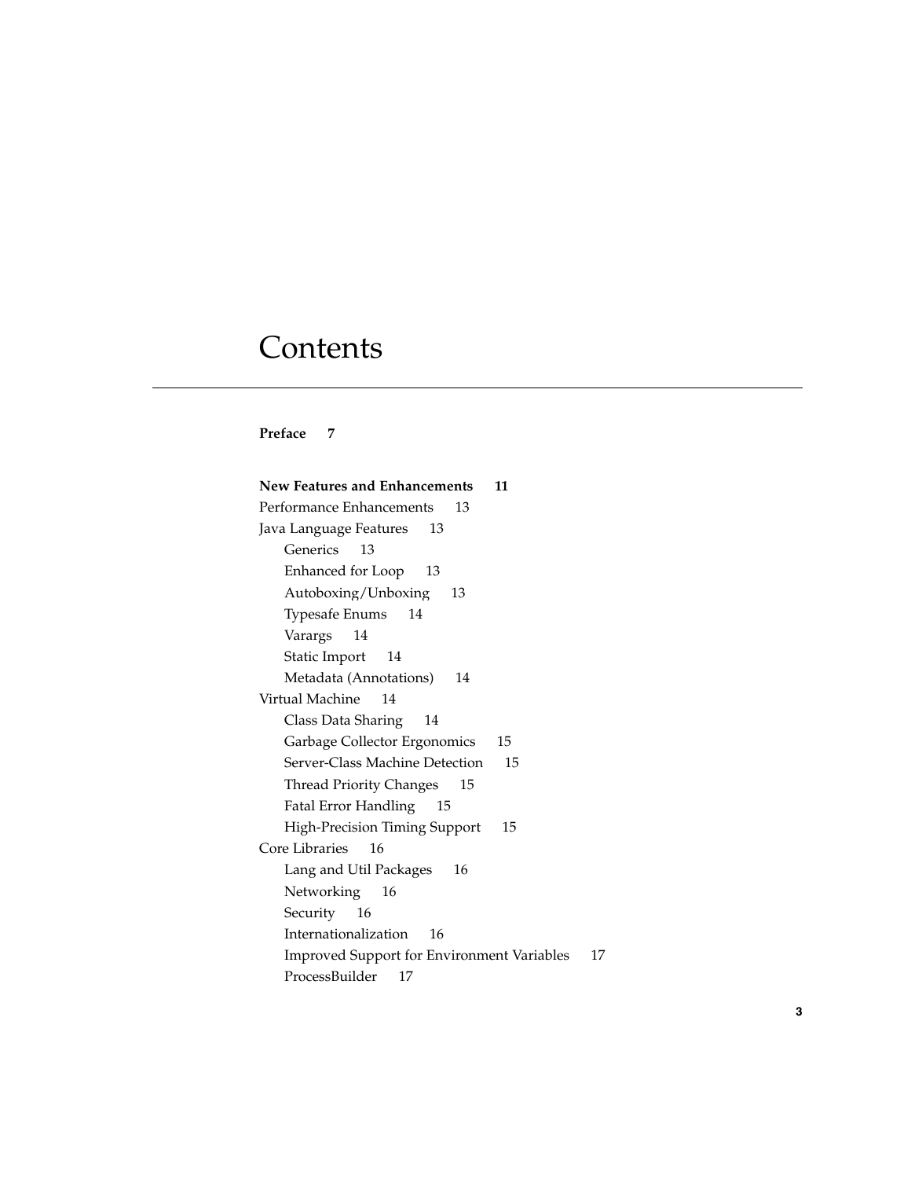# Contents

**Preface 7**

**New Features and Enhancements 11**

Performance Enhancements 13

Java Language Features 13

- Generics 13
- Enhanced for Loop 13
- Autoboxing/Unboxing 13
- Typesafe Enums 14
- Varargs 14
- Static Import 14
- Metadata (Annotations) 14

Virtual Machine 14

- Class Data Sharing 14
- Garbage Collector Ergonomics 15
- Server-Class Machine Detection 15
- Thread Priority Changes 15
- Fatal Error Handling 15
- High-Precision Timing Support 15

Core Libraries 16

- Lang and Util Packages 16
- Networking 16
- Security 16
- Internationalization 16
- Improved Support for Environment Variables 17
- ProcessBuilder 17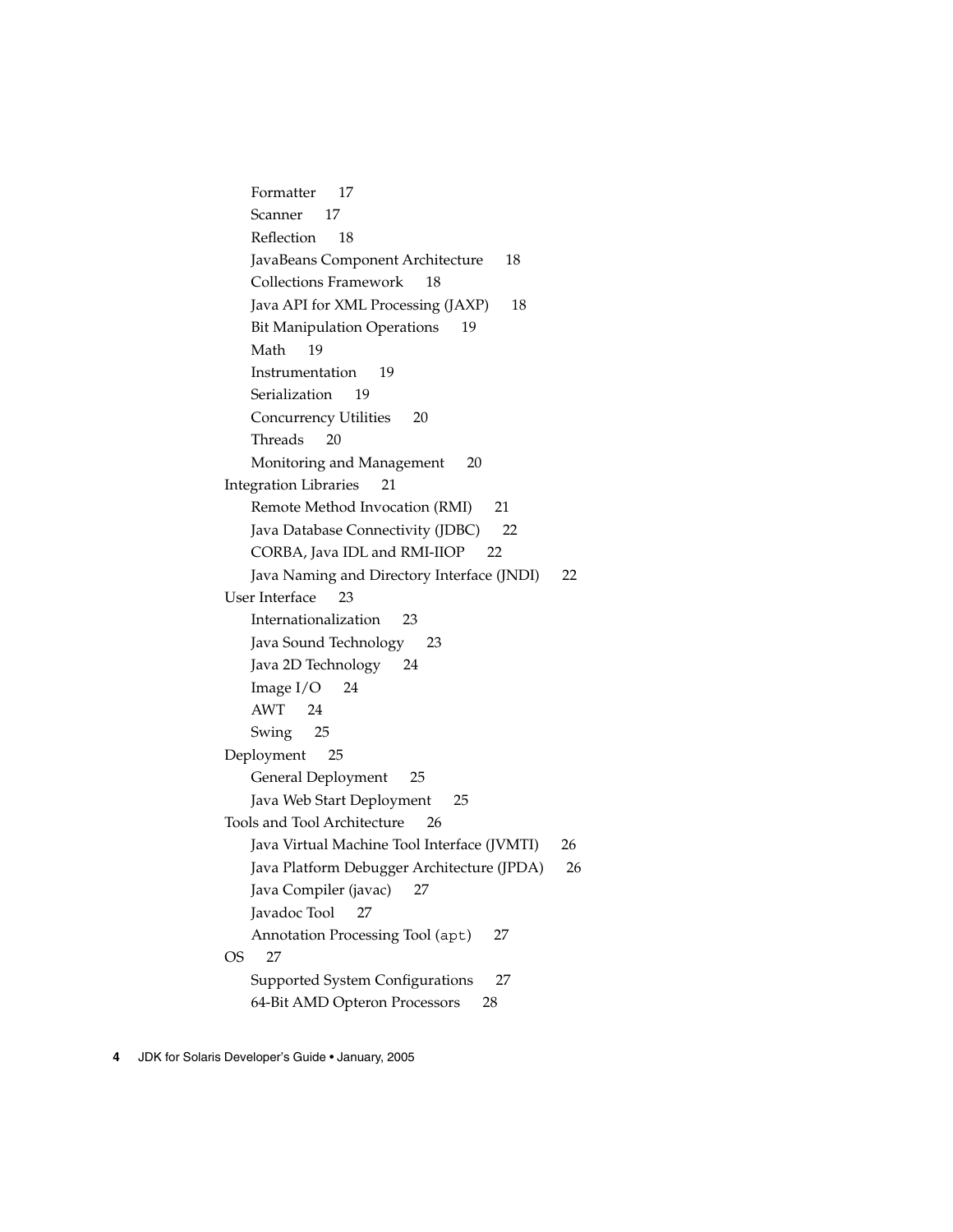- Formatter 17
- Scanner 17
- Reflection 18
- JavaBeans Component Architecture 18
- Collections Framework 18
- Java API for XML Processing (JAXP) 18
- Bit Manipulation Operations 19
- Math 19
- Instrumentation 19
- Serialization 19
- Concurrency Utilities 20
- Threads 20
- Monitoring and Management 20

Integration Libraries 21

- Remote Method Invocation (RMI) 21
- Java Database Connectivity (JDBC) 22
- CORBA, Java IDL and RMI-IIOP 22
- Java Naming and Directory Interface (JNDI) 22

User Interface 23

- Internationalization 23
- Java Sound Technology 23
- Java 2D Technology 24
- Image I/O 24
- AWT 24
- Swing 25

Deployment 25

- General Deployment 25
- Java Web Start Deployment 25

Tools and Tool Architecture 26

- Java Virtual Machine Tool Interface (JVMTI) 26
- Java Platform Debugger Architecture (JPDA) 26
- Java Compiler (javac) 27
- Javadoc Tool 27
- Annotation Processing Tool (`apt`) 27

OS 27

- Supported System Configurations 27
- 64-Bit AMD Opteron Processors 28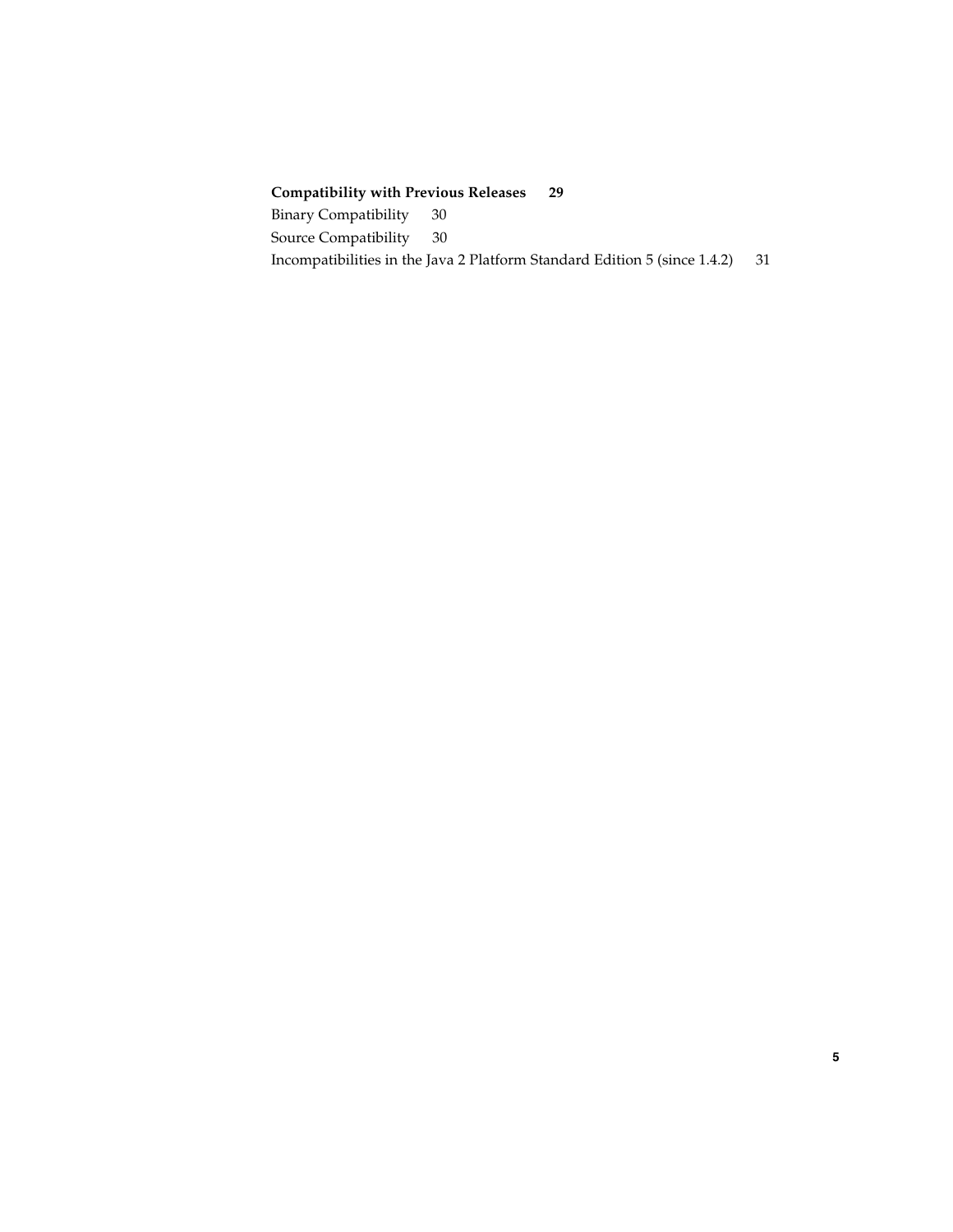**Compatibility with Previous Releases 29**

Binary Compatibility 30

Source Compatibility 30

Incompatibilities in the Java 2 Platform Standard Edition 5 (since 1.4.2) 31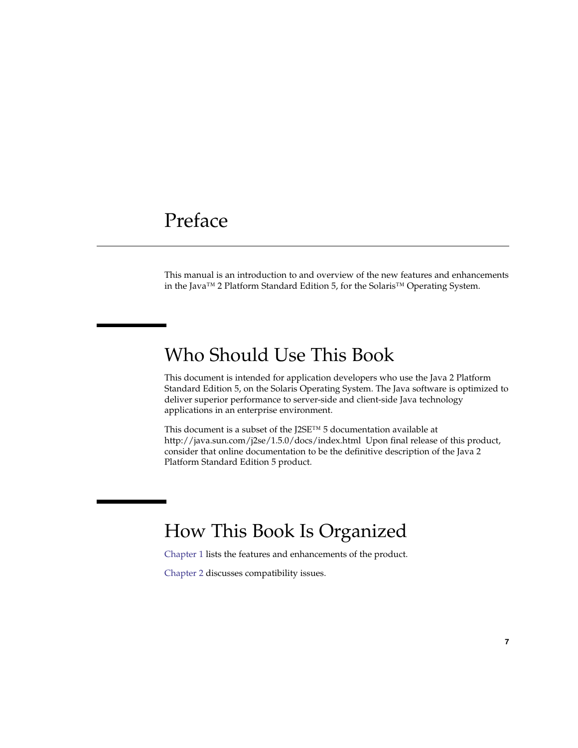# Preface

This manual is an introduction to and overview of the new features and enhancements in the Java™ 2 Platform Standard Edition 5, for the Solaris™ Operating System.

## Who Should Use This Book

This document is intended for application developers who use the Java 2 Platform Standard Edition 5, on the Solaris Operating System. The Java software is optimized to deliver superior performance to server-side and client-side Java technology applications in an enterprise environment.

This document is a subset of the J2SE™ 5 documentation available at http://java.sun.com/j2se/1.5.0/docs/index.html Upon final release of this product, consider that online documentation to be the definitive description of the Java 2 Platform Standard Edition 5 product.

## How This Book Is Organized

Chapter 1 lists the features and enhancements of the product.

Chapter 2 discusses compatibility issues.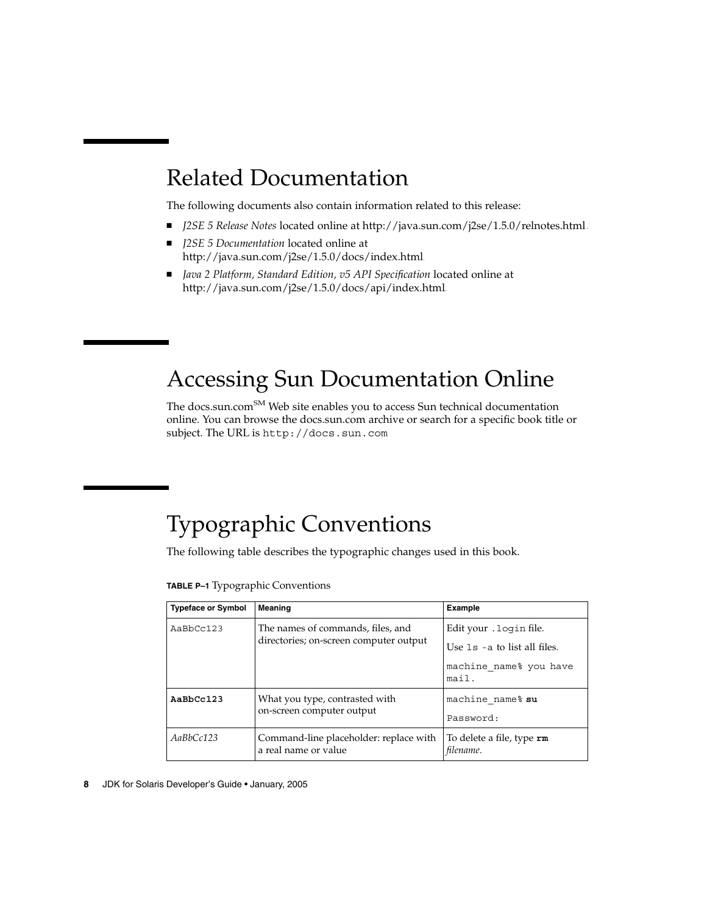## Related Documentation

The following documents also contain information related to this release:

- *J2SE 5 Release Notes* located online at http://java.sun.com/j2se/1.5.0/relnotes.html.
- *J2SE 5 Documentation* located online at http://java.sun.com/j2se/1.5.0/docs/index.html.
- *Java 2 Platform, Standard Edition, v5 API Specification* located online at http://java.sun.com/j2se/1.5.0/docs/api/index.html.

## Accessing Sun Documentation Online

The docs.sun.com[SM] Web site enables you to access Sun technical documentation online. You can browse the docs.sun.com archive or search for a specific book title or subject. The URL is `http://docs.sun.com`

## Typographic Conventions

The following table describes the typographic changes used in this book.

**TABLE P–1** Typographic Conventions

| Typeface or Symbol | Meaning | Example |
| --- | --- | --- |
| `AaBbCc123` | The names of commands, files, and directories; on-screen computer output | Edit your `.login` file.<br>Use `ls -a` to list all files.<br>`machine_name% you have mail.` |
| **`AaBbCc123`** | What you type, contrasted with on-screen computer output | `machine_name%` **`su`**<br>`Password:` |
| *AaBbCc123* | Command-line placeholder: replace with a real name or value | To delete a file, type **`rm`** *filename*. |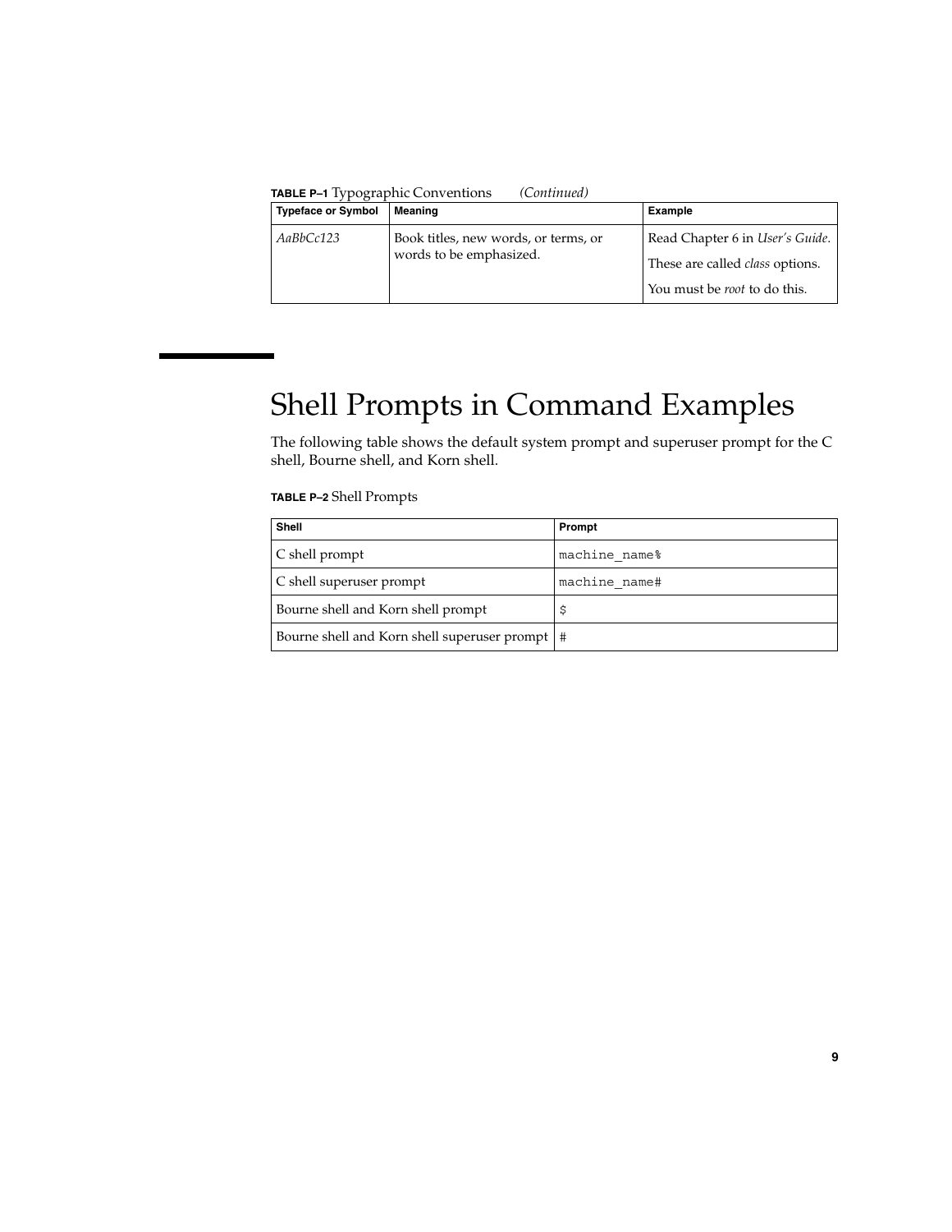**TABLE P–1** Typographic Conventions *(Continued)*

| Typeface or Symbol | Meaning | Example |
| --- | --- | --- |
| *AaBbCc123* | Book titles, new words, or terms, or words to be emphasized. | Read Chapter 6 in *User's Guide*.<br>These are called *class* options.<br>You must be *root* to do this. |

# Shell Prompts in Command Examples

The following table shows the default system prompt and superuser prompt for the C shell, Bourne shell, and Korn shell.

**TABLE P–2** Shell Prompts

| Shell | Prompt |
| --- | --- |
| C shell prompt | `machine_name%` |
| C shell superuser prompt | `machine_name#` |
| Bourne shell and Korn shell prompt | `$` |
| Bourne shell and Korn shell superuser prompt | `#` |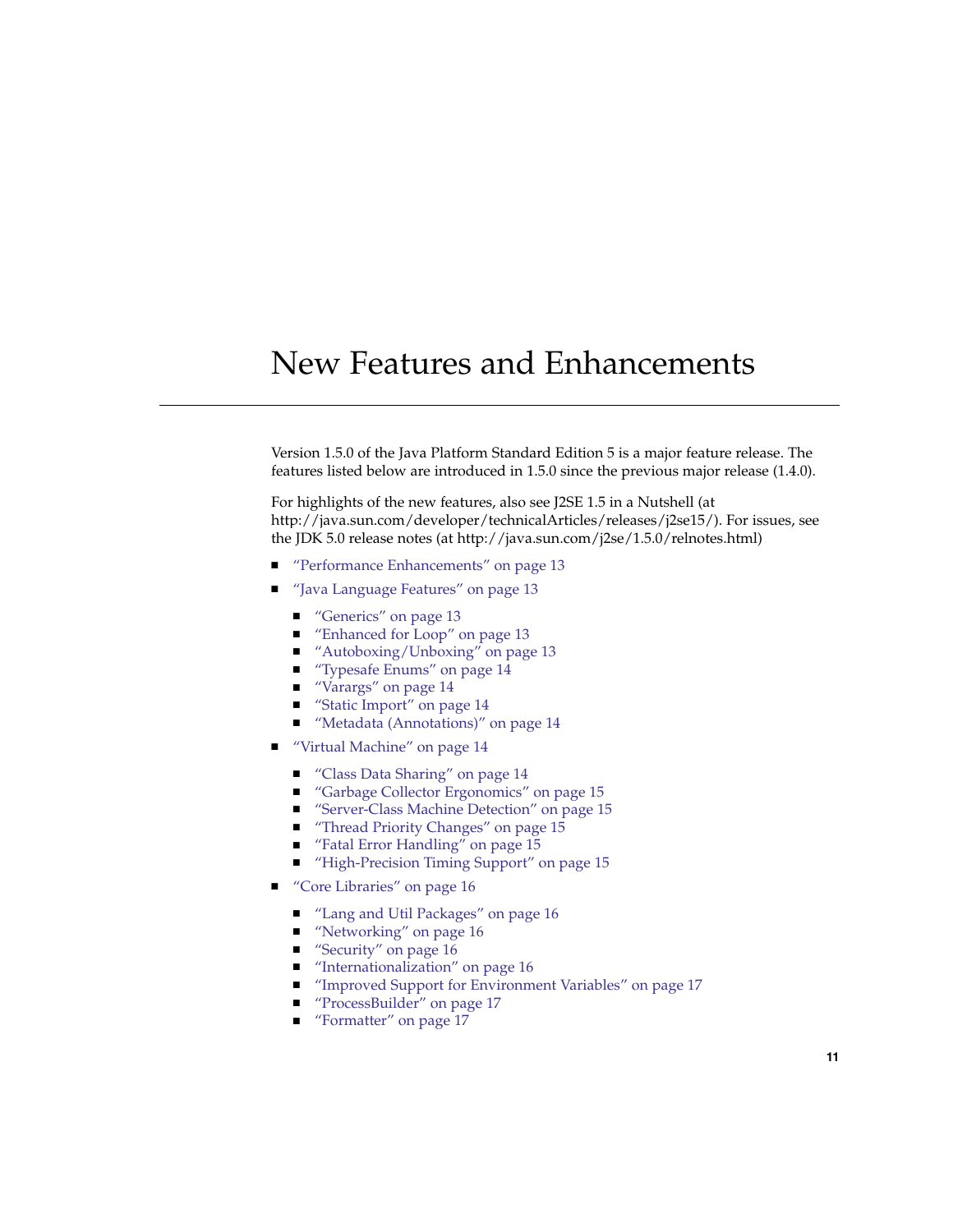# New Features and Enhancements

Version 1.5.0 of the Java Platform Standard Edition 5 is a major feature release. The features listed below are introduced in 1.5.0 since the previous major release (1.4.0).

For highlights of the new features, also see J2SE 1.5 in a Nutshell (at http://java.sun.com/developer/technicalArticles/releases/j2se15/). For issues, see the JDK 5.0 release notes (at http://java.sun.com/j2se/1.5.0/relnotes.html)

- "Performance Enhancements" on page 13
- "Java Language Features" on page 13
  - "Generics" on page 13
  - "Enhanced for Loop" on page 13
  - "Autoboxing/Unboxing" on page 13
  - "Typesafe Enums" on page 14
  - "Varargs" on page 14
  - "Static Import" on page 14
  - "Metadata (Annotations)" on page 14
- "Virtual Machine" on page 14
  - "Class Data Sharing" on page 14
  - "Garbage Collector Ergonomics" on page 15
  - "Server-Class Machine Detection" on page 15
  - "Thread Priority Changes" on page 15
  - "Fatal Error Handling" on page 15
  - "High-Precision Timing Support" on page 15
- "Core Libraries" on page 16
  - "Lang and Util Packages" on page 16
  - "Networking" on page 16
  - "Security" on page 16
  - "Internationalization" on page 16
  - "Improved Support for Environment Variables" on page 17
  - "ProcessBuilder" on page 17
  - "Formatter" on page 17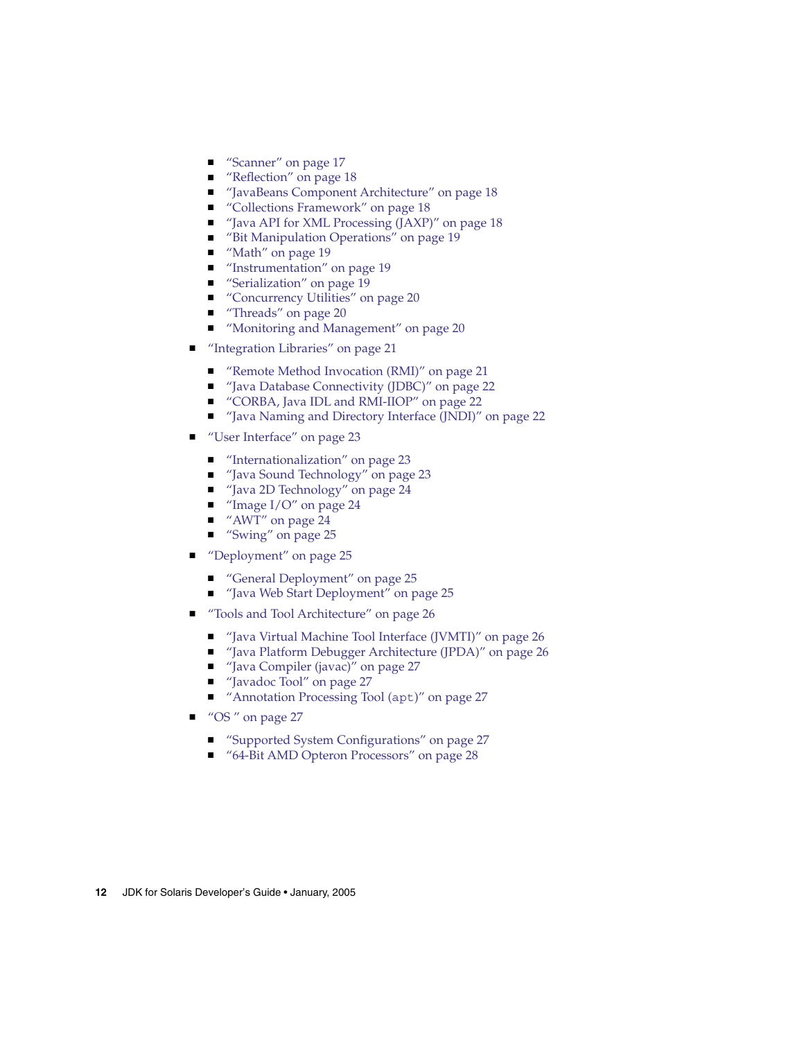- “Scanner” on page 17
    - “Reflection” on page 18
    - “JavaBeans Component Architecture” on page 18
    - “Collections Framework” on page 18
    - “Java API for XML Processing (JAXP)” on page 18
    - “Bit Manipulation Operations” on page 19
    - “Math” on page 19
    - “Instrumentation” on page 19
    - “Serialization” on page 19
    - “Concurrency Utilities” on page 20
    - “Threads” on page 20
    - “Monitoring and Management” on page 20
- “Integration Libraries” on page 21
    - “Remote Method Invocation (RMI)” on page 21
    - “Java Database Connectivity (JDBC)” on page 22
    - “CORBA, Java IDL and RMI-IIOP” on page 22
    - “Java Naming and Directory Interface (JNDI)” on page 22
- “User Interface” on page 23
    - “Internationalization” on page 23
    - “Java Sound Technology” on page 23
    - “Java 2D Technology” on page 24
    - “Image I/O” on page 24
    - “AWT” on page 24
    - “Swing” on page 25
- “Deployment” on page 25
    - “General Deployment” on page 25
    - “Java Web Start Deployment” on page 25
- “Tools and Tool Architecture” on page 26
    - “Java Virtual Machine Tool Interface (JVMTI)” on page 26
    - “Java Platform Debugger Architecture (JPDA)” on page 26
    - “Java Compiler (javac)” on page 27
    - “Javadoc Tool” on page 27
    - “Annotation Processing Tool (`apt`)” on page 27
- “OS ” on page 27
    - “Supported System Configurations” on page 27
    - “64-Bit AMD Opteron Processors” on page 28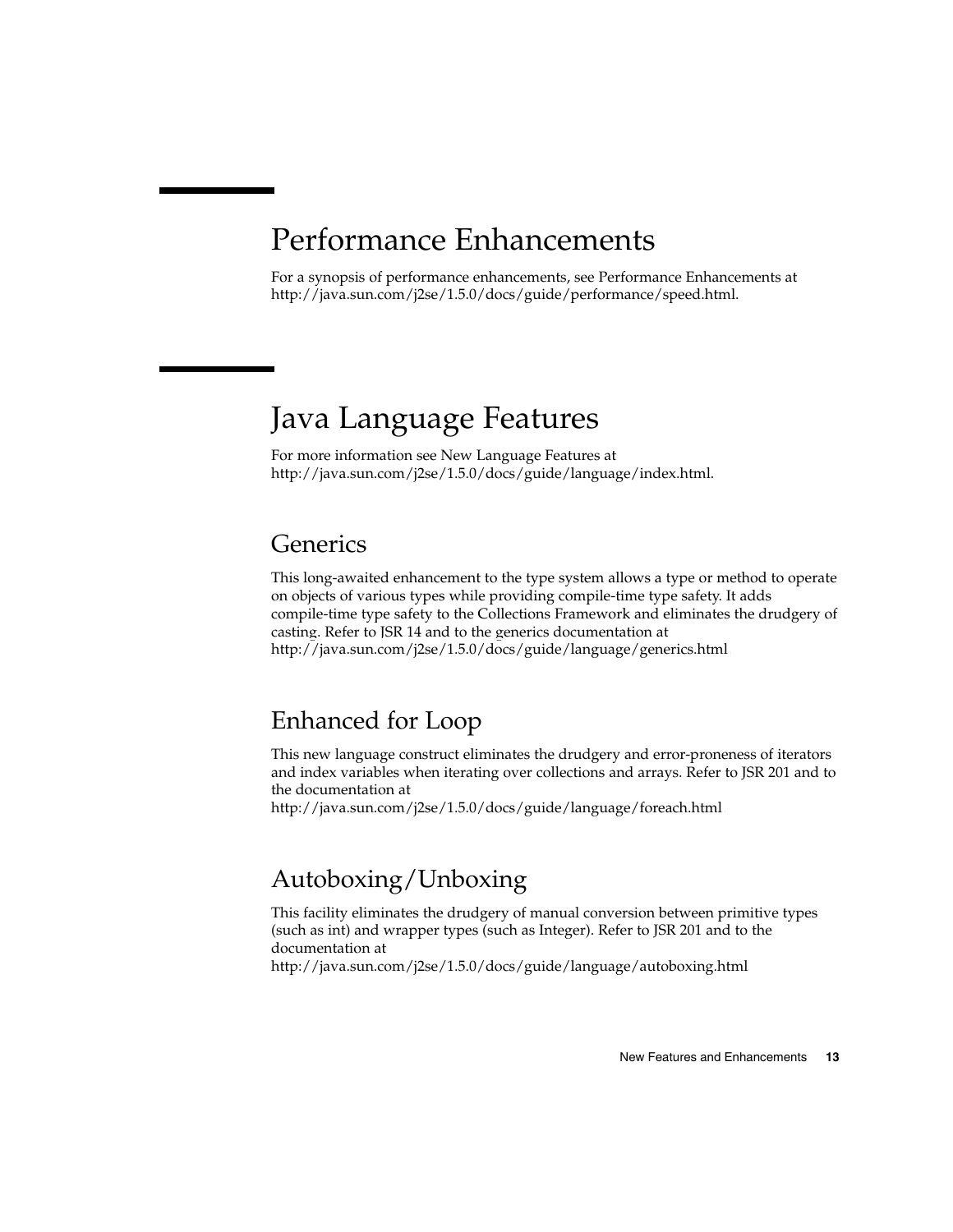# Performance Enhancements

For a synopsis of performance enhancements, see Performance Enhancements at http://java.sun.com/j2se/1.5.0/docs/guide/performance/speed.html.

# Java Language Features

For more information see New Language Features at http://java.sun.com/j2se/1.5.0/docs/guide/language/index.html.

## Generics

This long-awaited enhancement to the type system allows a type or method to operate on objects of various types while providing compile-time type safety. It adds compile-time type safety to the Collections Framework and eliminates the drudgery of casting. Refer to JSR 14 and to the generics documentation at http://java.sun.com/j2se/1.5.0/docs/guide/language/generics.html

## Enhanced for Loop

This new language construct eliminates the drudgery and error-proneness of iterators and index variables when iterating over collections and arrays. Refer to JSR 201 and to the documentation at
http://java.sun.com/j2se/1.5.0/docs/guide/language/foreach.html

## Autoboxing/Unboxing

This facility eliminates the drudgery of manual conversion between primitive types (such as int) and wrapper types (such as Integer). Refer to JSR 201 and to the documentation at
http://java.sun.com/j2se/1.5.0/docs/guide/language/autoboxing.html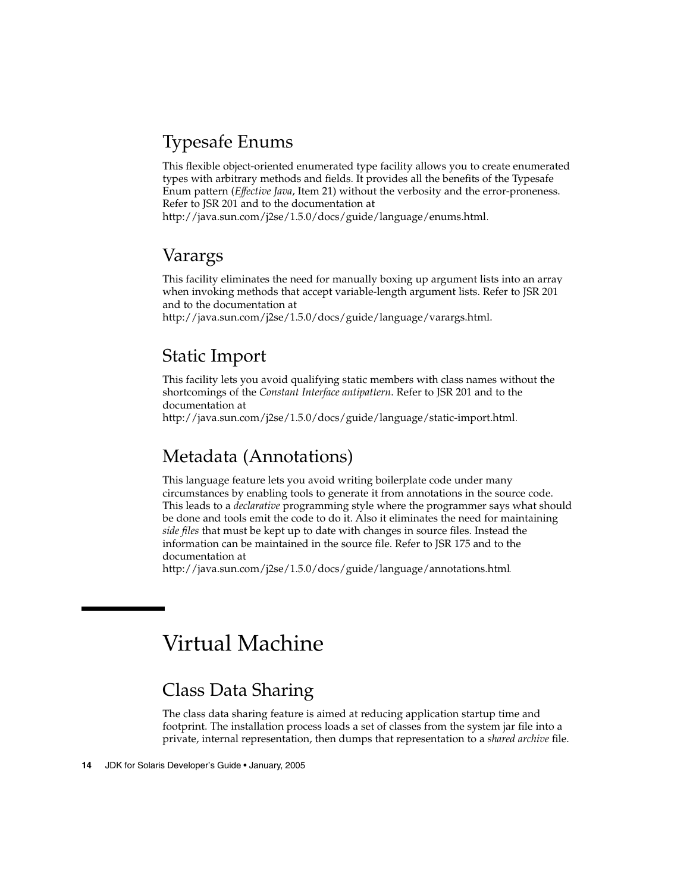### Typesafe Enums

This flexible object-oriented enumerated type facility allows you to create enumerated types with arbitrary methods and fields. It provides all the benefits of the Typesafe Enum pattern (*Effective Java*, Item 21) without the verbosity and the error-proneness. Refer to JSR 201 and to the documentation at http://java.sun.com/j2se/1.5.0/docs/guide/language/enums.html.

### Varargs

This facility eliminates the need for manually boxing up argument lists into an array when invoking methods that accept variable-length argument lists. Refer to JSR 201 and to the documentation at http://java.sun.com/j2se/1.5.0/docs/guide/language/varargs.html.

### Static Import

This facility lets you avoid qualifying static members with class names without the shortcomings of the *Constant Interface antipattern*. Refer to JSR 201 and to the documentation at http://java.sun.com/j2se/1.5.0/docs/guide/language/static-import.html.

### Metadata (Annotations)

This language feature lets you avoid writing boilerplate code under many circumstances by enabling tools to generate it from annotations in the source code. This leads to a *declarative* programming style where the programmer says what should be done and tools emit the code to do it. Also it eliminates the need for maintaining *side files* that must be kept up to date with changes in source files. Instead the information can be maintained in the source file. Refer to JSR 175 and to the documentation at http://java.sun.com/j2se/1.5.0/docs/guide/language/annotations.html.

## Virtual Machine

### Class Data Sharing

The class data sharing feature is aimed at reducing application startup time and footprint. The installation process loads a set of classes from the system jar file into a private, internal representation, then dumps that representation to a *shared archive* file.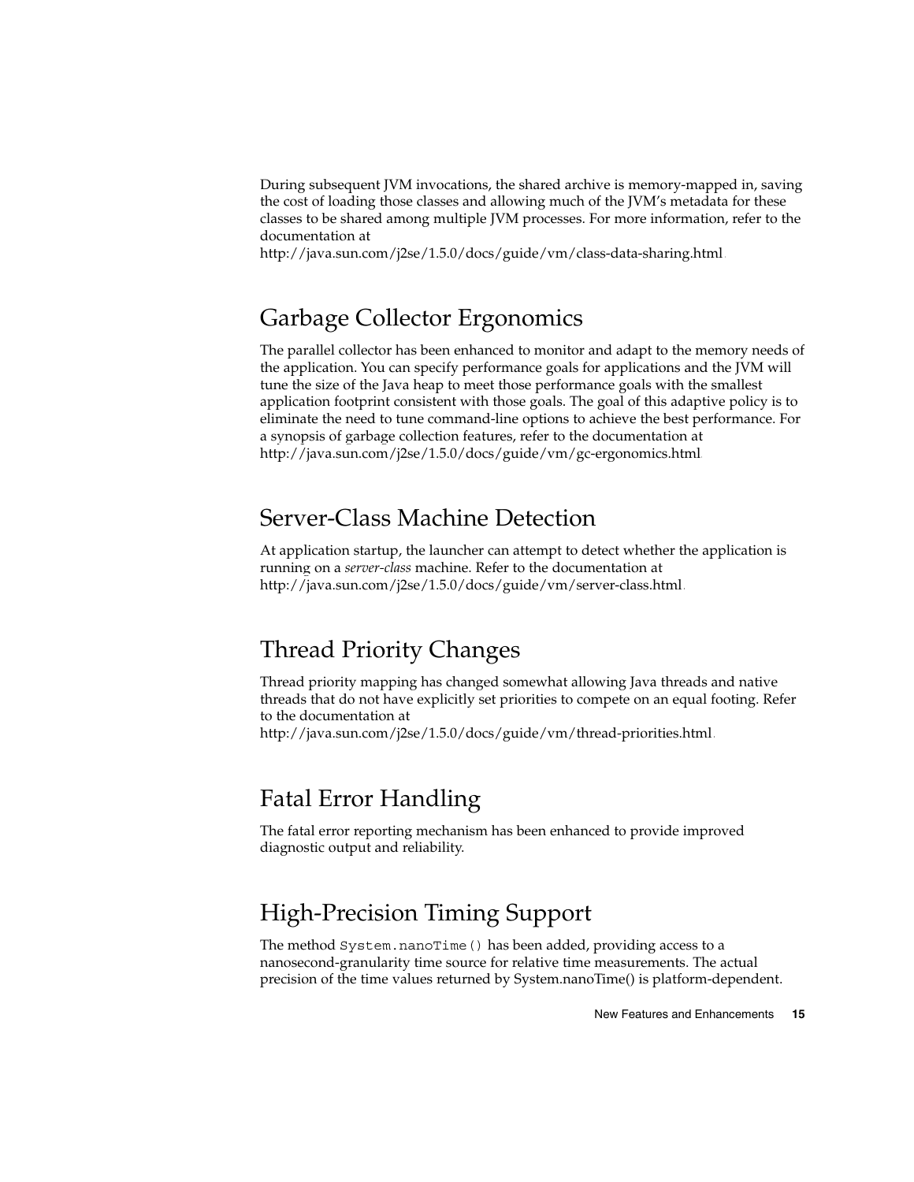During subsequent JVM invocations, the shared archive is memory-mapped in, saving the cost of loading those classes and allowing much of the JVM's metadata for these classes to be shared among multiple JVM processes. For more information, refer to the documentation at http://java.sun.com/j2se/1.5.0/docs/guide/vm/class-data-sharing.html.

## Garbage Collector Ergonomics

The parallel collector has been enhanced to monitor and adapt to the memory needs of the application. You can specify performance goals for applications and the JVM will tune the size of the Java heap to meet those performance goals with the smallest application footprint consistent with those goals. The goal of this adaptive policy is to eliminate the need to tune command-line options to achieve the best performance. For a synopsis of garbage collection features, refer to the documentation at http://java.sun.com/j2se/1.5.0/docs/guide/vm/gc-ergonomics.html.

## Server-Class Machine Detection

At application startup, the launcher can attempt to detect whether the application is running on a *server-class* machine. Refer to the documentation at http://java.sun.com/j2se/1.5.0/docs/guide/vm/server-class.html.

## Thread Priority Changes

Thread priority mapping has changed somewhat allowing Java threads and native threads that do not have explicitly set priorities to compete on an equal footing. Refer to the documentation at http://java.sun.com/j2se/1.5.0/docs/guide/vm/thread-priorities.html.

## Fatal Error Handling

The fatal error reporting mechanism has been enhanced to provide improved diagnostic output and reliability.

## High-Precision Timing Support

The method `System.nanoTime()` has been added, providing access to a nanosecond-granularity time source for relative time measurements. The actual precision of the time values returned by System.nanoTime() is platform-dependent.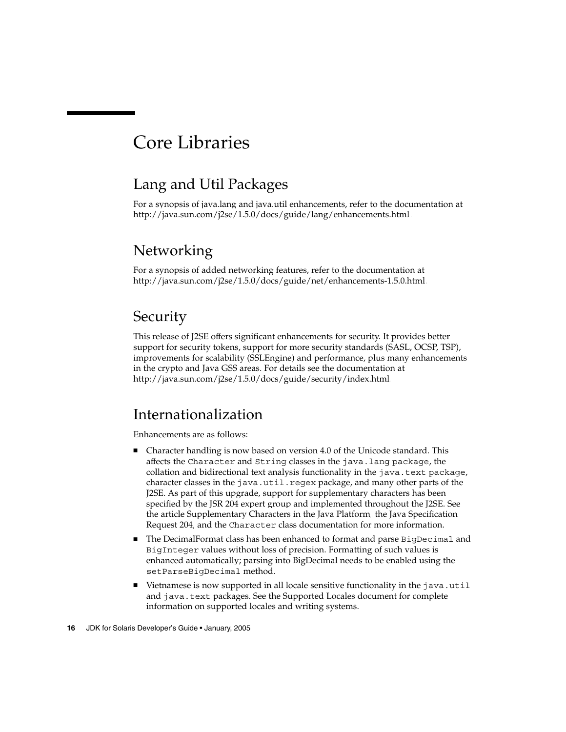# Core Libraries

## Lang and Util Packages

For a synopsis of java.lang and java.util enhancements, refer to the documentation at http://java.sun.com/j2se/1.5.0/docs/guide/lang/enhancements.html.

## Networking

For a synopsis of added networking features, refer to the documentation at http://java.sun.com/j2se/1.5.0/docs/guide/net/enhancements-1.5.0.html.

## Security

This release of J2SE offers significant enhancements for security. It provides better support for security tokens, support for more security standards (SASL, OCSP, TSP), improvements for scalability (SSLEngine) and performance, plus many enhancements in the crypto and Java GSS areas. For details see the documentation at http://java.sun.com/j2se/1.5.0/docs/guide/security/index.html.

## Internationalization

Enhancements are as follows:

- Character handling is now based on version 4.0 of the Unicode standard. This affects the `Character` and `String` classes in the `java.lang` package, the collation and bidirectional text analysis functionality in the `java.text` package, character classes in the `java.util.regex` package, and many other parts of the J2SE. As part of this upgrade, support for supplementary characters has been specified by the JSR 204 expert group and implemented throughout the J2SE. See the article Supplementary Characters in the Java Platform, the Java Specification Request 204, and the `Character` class documentation for more information.
- The DecimalFormat class has been enhanced to format and parse `BigDecimal` and `BigInteger` values without loss of precision. Formatting of such values is enhanced automatically; parsing into BigDecimal needs to be enabled using the `setParseBigDecimal` method.
- Vietnamese is now supported in all locale sensitive functionality in the `java.util` and `java.text` packages. See the Supported Locales document for complete information on supported locales and writing systems.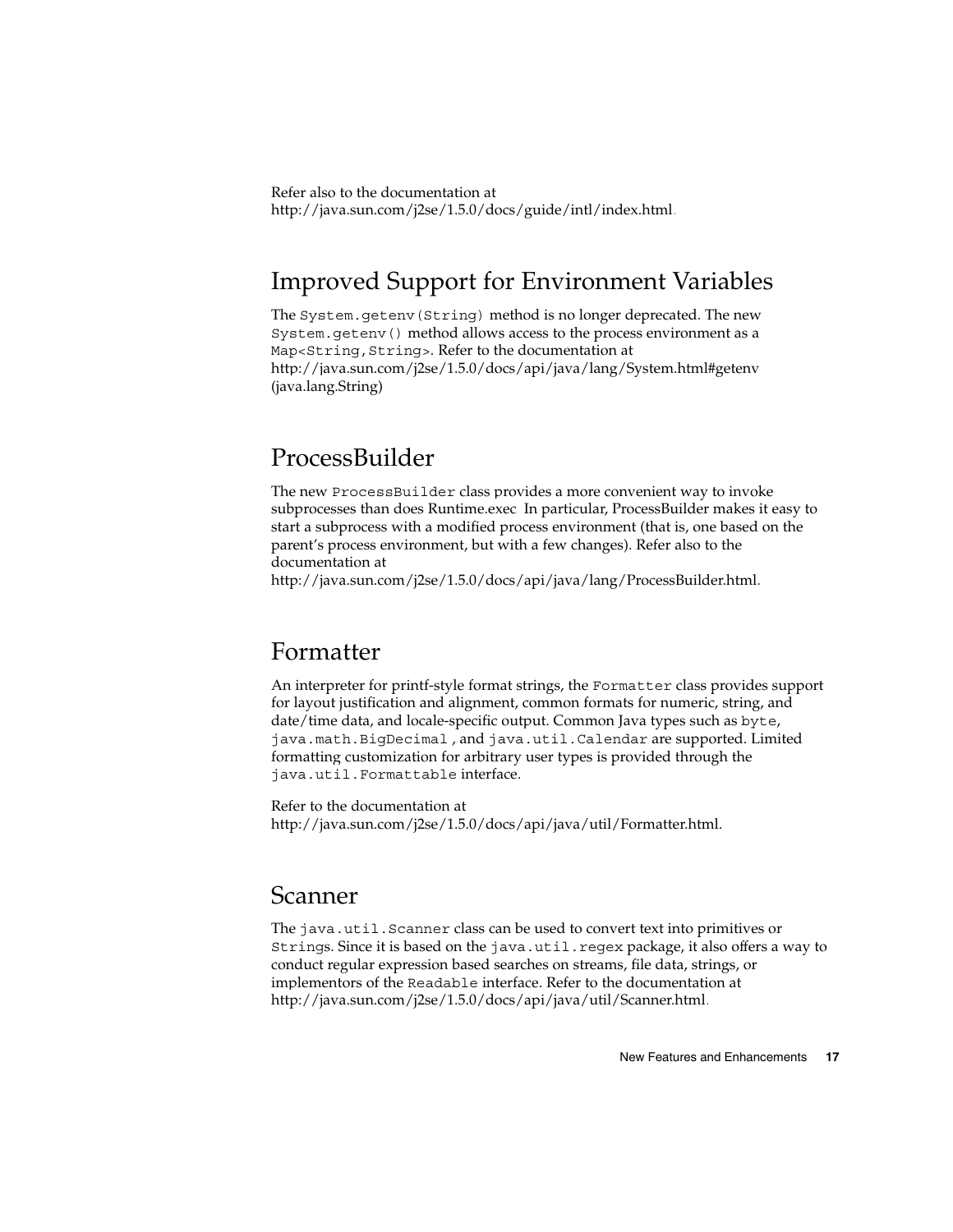Refer also to the documentation at
http://java.sun.com/j2se/1.5.0/docs/guide/intl/index.html.

## Improved Support for Environment Variables

The `System.getenv(String)` method is no longer deprecated. The new `System.getenv()` method allows access to the process environment as a `Map<String,String>`. Refer to the documentation at
http://java.sun.com/j2se/1.5.0/docs/api/java/lang/System.html#getenv (java.lang.String)

## ProcessBuilder

The new `ProcessBuilder` class provides a more convenient way to invoke subprocesses than does Runtime.exec In particular, ProcessBuilder makes it easy to start a subprocess with a modified process environment (that is, one based on the parent's process environment, but with a few changes). Refer also to the documentation at
http://java.sun.com/j2se/1.5.0/docs/api/java/lang/ProcessBuilder.html.

## Formatter

An interpreter for printf-style format strings, the `Formatter` class provides support for layout justification and alignment, common formats for numeric, string, and date/time data, and locale-specific output. Common Java types such as `byte`, `java.math.BigDecimal`, and `java.util.Calendar` are supported. Limited formatting customization for arbitrary user types is provided through the `java.util.Formattable` interface.

Refer to the documentation at
http://java.sun.com/j2se/1.5.0/docs/api/java/util/Formatter.html.

## Scanner

The `java.util.Scanner` class can be used to convert text into primitives or `Strings`. Since it is based on the `java.util.regex` package, it also offers a way to conduct regular expression based searches on streams, file data, strings, or implementors of the `Readable` interface. Refer to the documentation at
http://java.sun.com/j2se/1.5.0/docs/api/java/util/Scanner.html.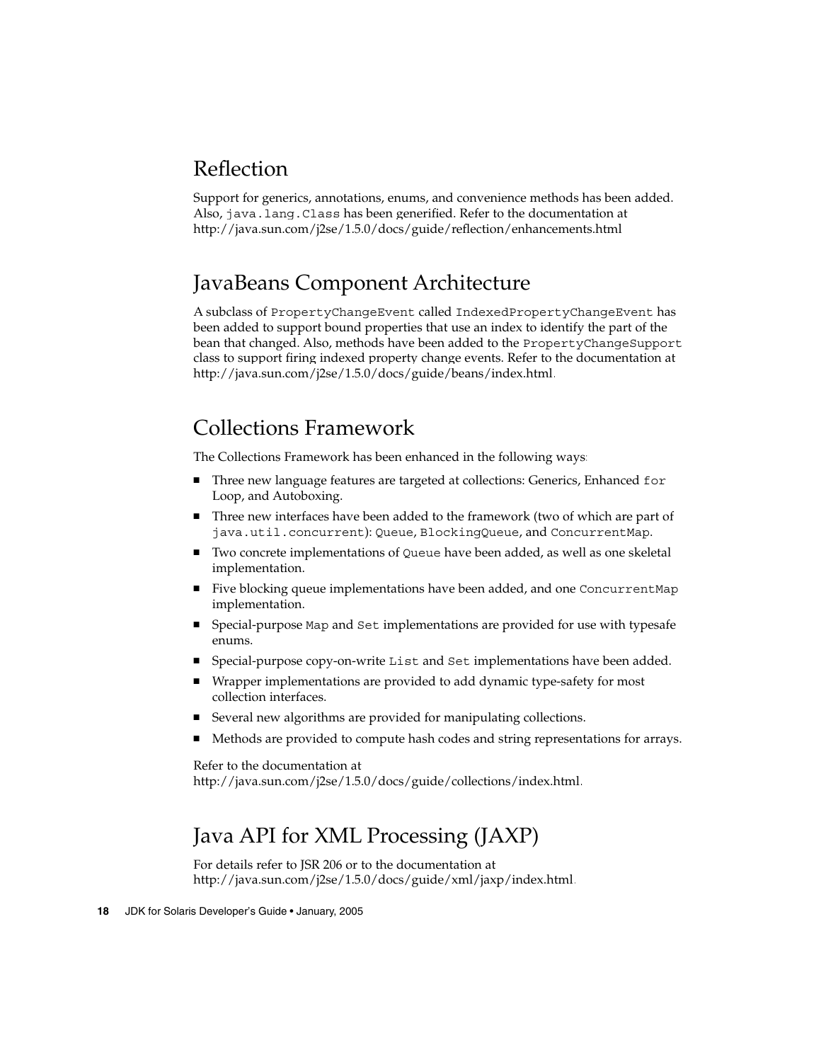## Reflection

Support for generics, annotations, enums, and convenience methods has been added. Also, `java.lang.Class` has been generified. Refer to the documentation at http://java.sun.com/j2se/1.5.0/docs/guide/reflection/enhancements.html

## JavaBeans Component Architecture

A subclass of `PropertyChangeEvent` called `IndexedPropertyChangeEvent` has been added to support bound properties that use an index to identify the part of the bean that changed. Also, methods have been added to the `PropertyChangeSupport` class to support firing indexed property change events. Refer to the documentation at http://java.sun.com/j2se/1.5.0/docs/guide/beans/index.html.

## Collections Framework

The Collections Framework has been enhanced in the following ways:

- Three new language features are targeted at collections: Generics, Enhanced `for` Loop, and Autoboxing.
- Three new interfaces have been added to the framework (two of which are part of `java.util.concurrent`): `Queue`, `BlockingQueue`, and `ConcurrentMap`.
- Two concrete implementations of `Queue` have been added, as well as one skeletal implementation.
- Five blocking queue implementations have been added, and one `ConcurrentMap` implementation.
- Special-purpose `Map` and `Set` implementations are provided for use with typesafe enums.
- Special-purpose copy-on-write `List` and `Set` implementations have been added.
- Wrapper implementations are provided to add dynamic type-safety for most collection interfaces.
- Several new algorithms are provided for manipulating collections.
- Methods are provided to compute hash codes and string representations for arrays.

Refer to the documentation at http://java.sun.com/j2se/1.5.0/docs/guide/collections/index.html.

## Java API for XML Processing (JAXP)

For details refer to JSR 206 or to the documentation at http://java.sun.com/j2se/1.5.0/docs/guide/xml/jaxp/index.html.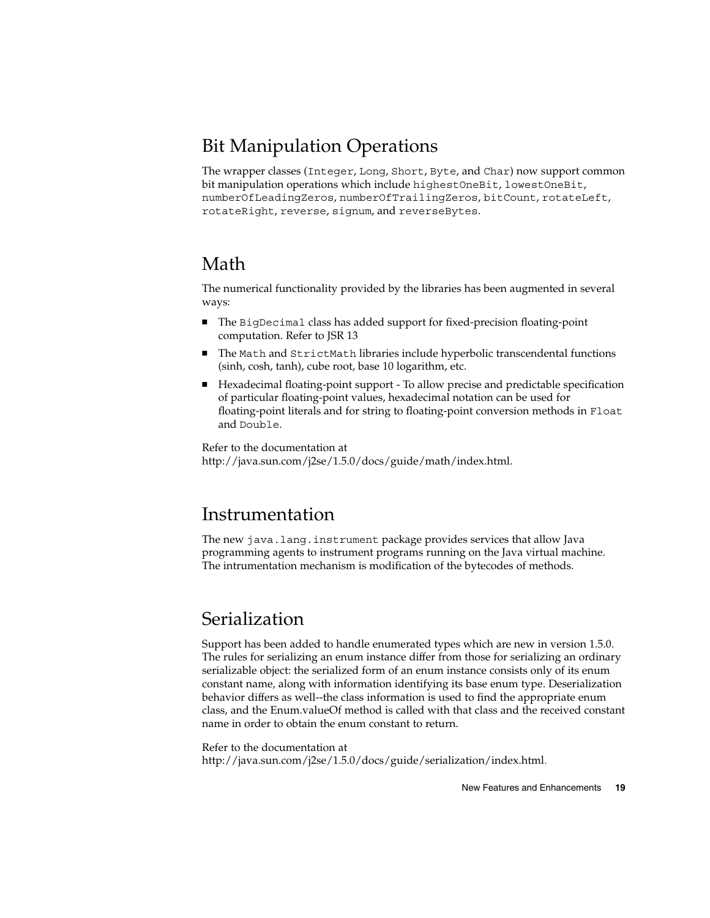## Bit Manipulation Operations

The wrapper classes (`Integer`, `Long`, `Short`, `Byte`, and `Char`) now support common bit manipulation operations which include `highestOneBit`, `lowestOneBit`, `numberOfLeadingZeros`, `numberOfTrailingZeros`, `bitCount`, `rotateLeft`, `rotateRight`, `reverse`, `signum`, and `reverseBytes`.

## Math

The numerical functionality provided by the libraries has been augmented in several ways:

- The `BigDecimal` class has added support for fixed-precision floating-point computation. Refer to JSR 13
- The `Math` and `StrictMath` libraries include hyperbolic transcendental functions (sinh, cosh, tanh), cube root, base 10 logarithm, etc.
- Hexadecimal floating-point support - To allow precise and predictable specification of particular floating-point values, hexadecimal notation can be used for floating-point literals and for string to floating-point conversion methods in `Float` and `Double`.

Refer to the documentation at http://java.sun.com/j2se/1.5.0/docs/guide/math/index.html.

## Instrumentation

The new `java.lang.instrument` package provides services that allow Java programming agents to instrument programs running on the Java virtual machine. The intrumentation mechanism is modification of the bytecodes of methods.

## Serialization

Support has been added to handle enumerated types which are new in version 1.5.0. The rules for serializing an enum instance differ from those for serializing an ordinary serializable object: the serialized form of an enum instance consists only of its enum constant name, along with information identifying its base enum type. Deserialization behavior differs as well--the class information is used to find the appropriate enum class, and the Enum.valueOf method is called with that class and the received constant name in order to obtain the enum constant to return.

Refer to the documentation at http://java.sun.com/j2se/1.5.0/docs/guide/serialization/index.html.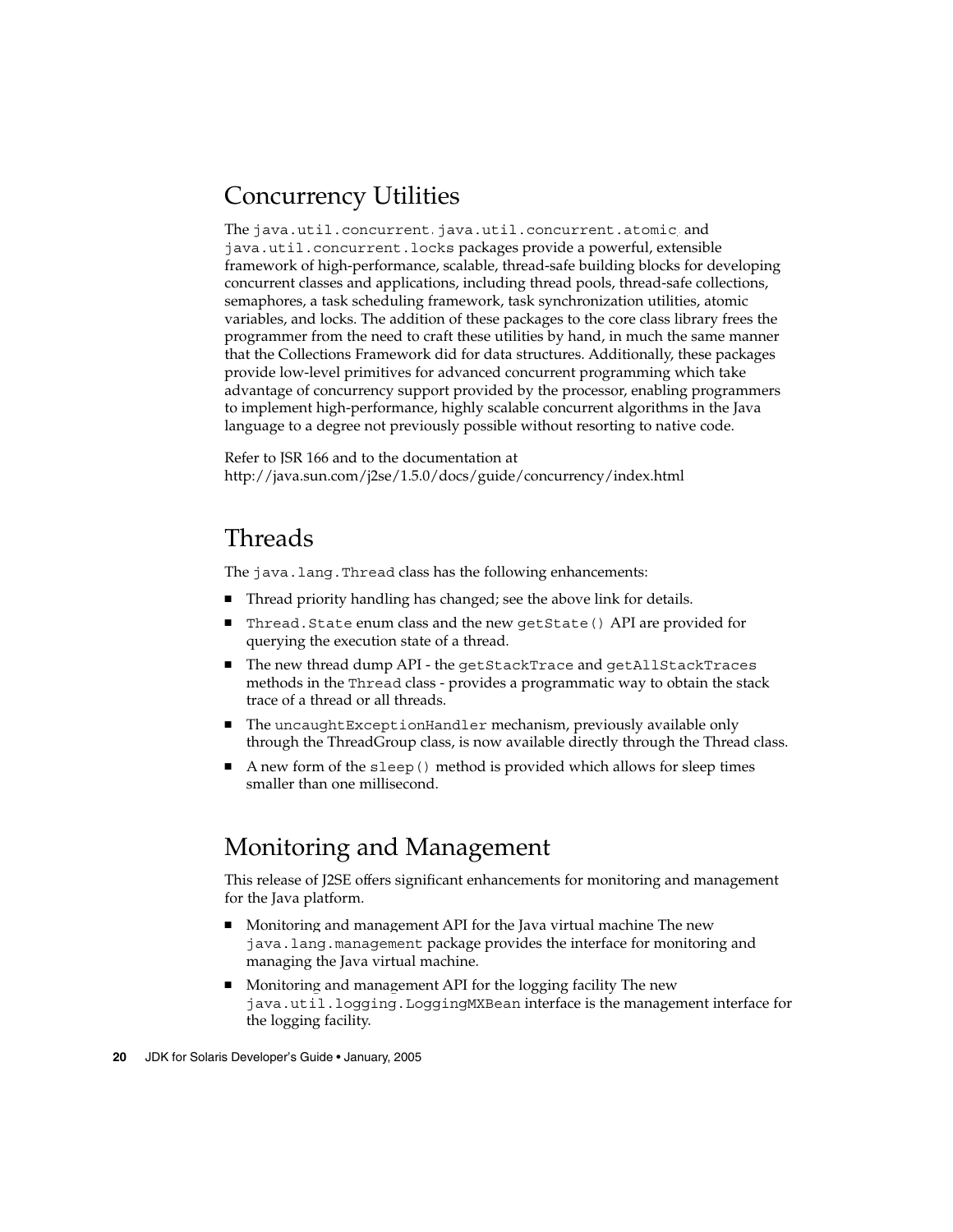## Concurrency Utilities

The `java.util.concurrent`, `java.util.concurrent.atomic`, and `java.util.concurrent.locks` packages provide a powerful, extensible framework of high-performance, scalable, thread-safe building blocks for developing concurrent classes and applications, including thread pools, thread-safe collections, semaphores, a task scheduling framework, task synchronization utilities, atomic variables, and locks. The addition of these packages to the core class library frees the programmer from the need to craft these utilities by hand, in much the same manner that the Collections Framework did for data structures. Additionally, these packages provide low-level primitives for advanced concurrent programming which take advantage of concurrency support provided by the processor, enabling programmers to implement high-performance, highly scalable concurrent algorithms in the Java language to a degree not previously possible without resorting to native code.

Refer to JSR 166 and to the documentation at http://java.sun.com/j2se/1.5.0/docs/guide/concurrency/index.html

## Threads

The `java.lang.Thread` class has the following enhancements:

- Thread priority handling has changed; see the above link for details.
- `Thread.State` enum class and the new `getState()` API are provided for querying the execution state of a thread.
- The new thread dump API - the `getStackTrace` and `getAllStackTraces` methods in the `Thread` class - provides a programmatic way to obtain the stack trace of a thread or all threads.
- The `uncaughtExceptionHandler` mechanism, previously available only through the ThreadGroup class, is now available directly through the Thread class.
- A new form of the `sleep()` method is provided which allows for sleep times smaller than one millisecond.

## Monitoring and Management

This release of J2SE offers significant enhancements for monitoring and management for the Java platform.

- Monitoring and management API for the Java virtual machine The new `java.lang.management` package provides the interface for monitoring and managing the Java virtual machine.
- Monitoring and management API for the logging facility The new `java.util.logging.LoggingMXBean` interface is the management interface for the logging facility.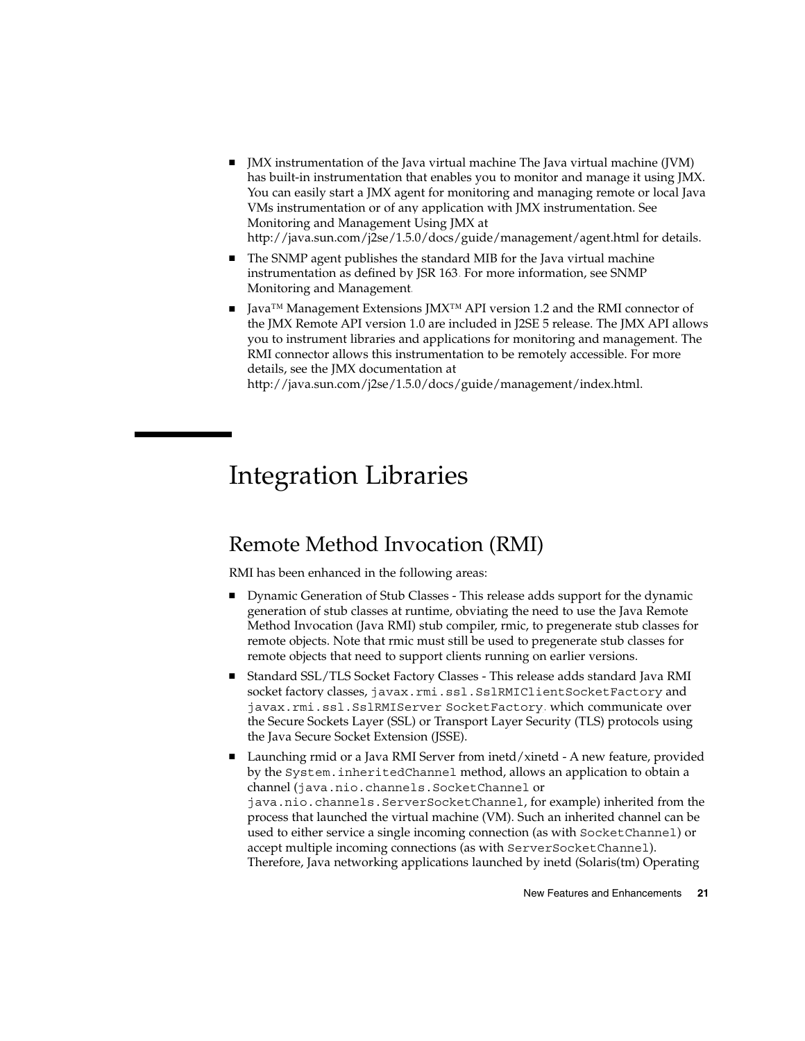- JMX instrumentation of the Java virtual machine The Java virtual machine (JVM) has built-in instrumentation that enables you to monitor and manage it using JMX. You can easily start a JMX agent for monitoring and managing remote or local Java VMs instrumentation or of any application with JMX instrumentation. See Monitoring and Management Using JMX at http://java.sun.com/j2se/1.5.0/docs/guide/management/agent.html for details.
- The SNMP agent publishes the standard MIB for the Java virtual machine instrumentation as defined by JSR 163. For more information, see SNMP Monitoring and Management.
- Java™ Management Extensions JMX™ API version 1.2 and the RMI connector of the JMX Remote API version 1.0 are included in J2SE 5 release. The JMX API allows you to instrument libraries and applications for monitoring and management. The RMI connector allows this instrumentation to be remotely accessible. For more details, see the JMX documentation at http://java.sun.com/j2se/1.5.0/docs/guide/management/index.html.

# Integration Libraries

## Remote Method Invocation (RMI)

RMI has been enhanced in the following areas:

- Dynamic Generation of Stub Classes - This release adds support for the dynamic generation of stub classes at runtime, obviating the need to use the Java Remote Method Invocation (Java RMI) stub compiler, rmic, to pregenerate stub classes for remote objects. Note that rmic must still be used to pregenerate stub classes for remote objects that need to support clients running on earlier versions.
- Standard SSL/TLS Socket Factory Classes - This release adds standard Java RMI socket factory classes, `javax.rmi.ssl.SslRMIClientSocketFactory` and `javax.rmi.ssl.SslRMIServer SocketFactory`, which communicate over the Secure Sockets Layer (SSL) or Transport Layer Security (TLS) protocols using the Java Secure Socket Extension (JSSE).
- Launching rmid or a Java RMI Server from inetd/xinetd - A new feature, provided by the `System.inheritedChannel` method, allows an application to obtain a channel (`java.nio.channels.SocketChannel` or `java.nio.channels.ServerSocketChannel`, for example) inherited from the process that launched the virtual machine (VM). Such an inherited channel can be used to either service a single incoming connection (as with `SocketChannel`) or accept multiple incoming connections (as with `ServerSocketChannel`). Therefore, Java networking applications launched by inetd (Solaris(tm) Operating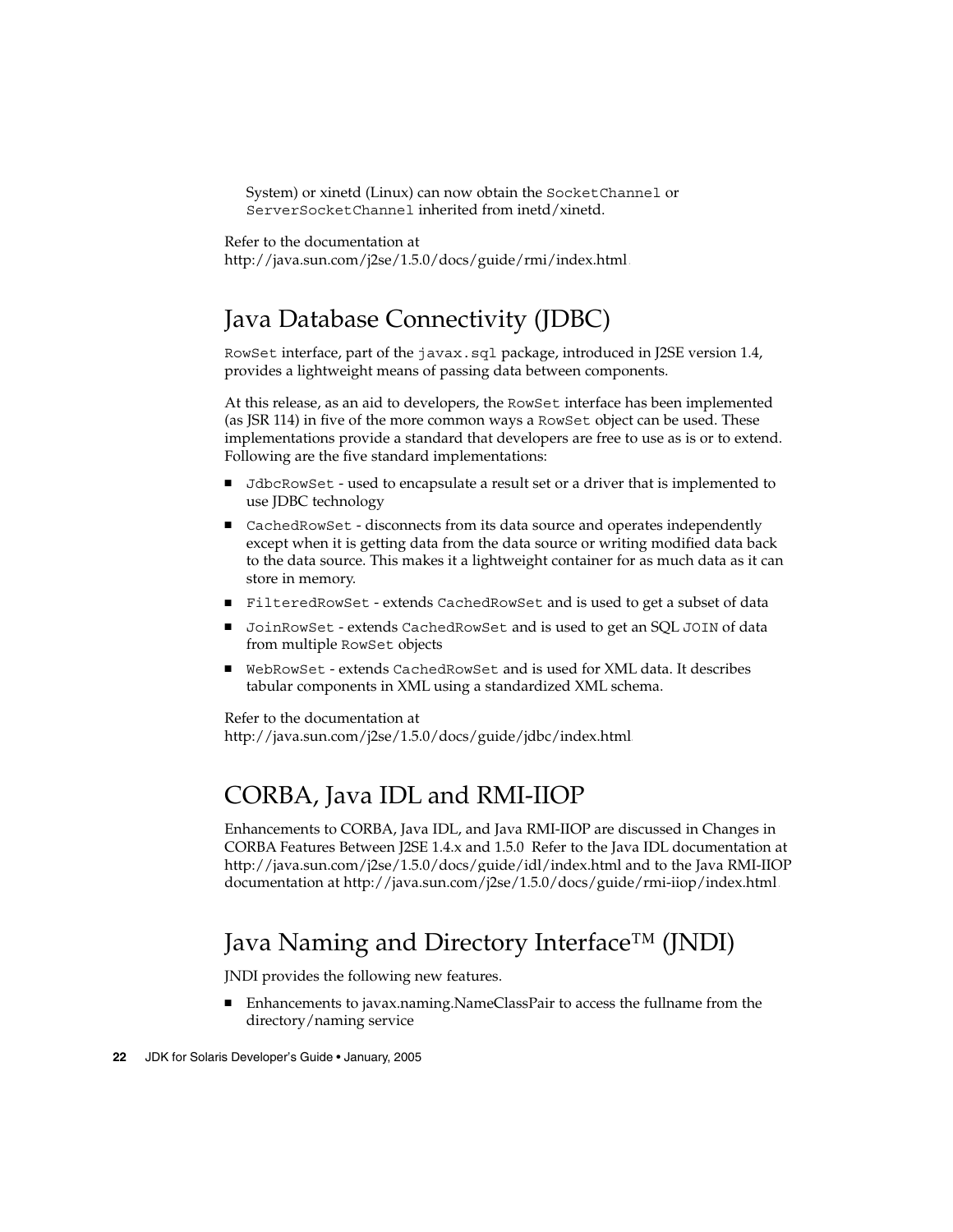System) or xinetd (Linux) can now obtain the `SocketChannel` or `ServerSocketChannel` inherited from inetd/xinetd.

Refer to the documentation at http://java.sun.com/j2se/1.5.0/docs/guide/rmi/index.html.

## Java Database Connectivity (JDBC)

`RowSet` interface, part of the `javax.sql` package, introduced in J2SE version 1.4, provides a lightweight means of passing data between components.

At this release, as an aid to developers, the `RowSet` interface has been implemented (as JSR 114) in five of the more common ways a `RowSet` object can be used. These implementations provide a standard that developers are free to use as is or to extend. Following are the five standard implementations:

- `JdbcRowSet` - used to encapsulate a result set or a driver that is implemented to use JDBC technology
- `CachedRowSet` - disconnects from its data source and operates independently except when it is getting data from the data source or writing modified data back to the data source. This makes it a lightweight container for as much data as it can store in memory.
- `FilteredRowSet` - extends `CachedRowSet` and is used to get a subset of data
- `JoinRowSet` - extends `CachedRowSet` and is used to get an SQL `JOIN` of data from multiple `RowSet` objects
- `WebRowSet` - extends `CachedRowSet` and is used for XML data. It describes tabular components in XML using a standardized XML schema.

Refer to the documentation at http://java.sun.com/j2se/1.5.0/docs/guide/jdbc/index.html.

## CORBA, Java IDL and RMI-IIOP

Enhancements to CORBA, Java IDL, and Java RMI-IIOP are discussed in Changes in CORBA Features Between J2SE 1.4.x and 1.5.0. Refer to the Java IDL documentation at http://java.sun.com/j2se/1.5.0/docs/guide/idl/index.html and to the Java RMI-IIOP documentation at http://java.sun.com/j2se/1.5.0/docs/guide/rmi-iiop/index.html.

## Java Naming and Directory Interface™ (JNDI)

JNDI provides the following new features.

- Enhancements to javax.naming.NameClassPair to access the fullname from the directory/naming service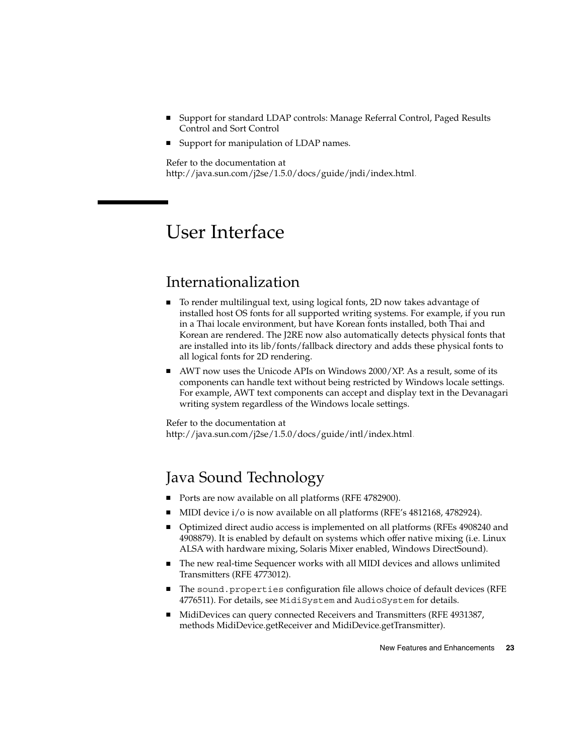- Support for standard LDAP controls: Manage Referral Control, Paged Results Control and Sort Control
- Support for manipulation of LDAP names.

Refer to the documentation at http://java.sun.com/j2se/1.5.0/docs/guide/jndi/index.html.

# User Interface

## Internationalization

- To render multilingual text, using logical fonts, 2D now takes advantage of installed host OS fonts for all supported writing systems. For example, if you run in a Thai locale environment, but have Korean fonts installed, both Thai and Korean are rendered. The J2RE now also automatically detects physical fonts that are installed into its lib/fonts/fallback directory and adds these physical fonts to all logical fonts for 2D rendering.
- AWT now uses the Unicode APIs on Windows 2000/XP. As a result, some of its components can handle text without being restricted by Windows locale settings. For example, AWT text components can accept and display text in the Devanagari writing system regardless of the Windows locale settings.

Refer to the documentation at http://java.sun.com/j2se/1.5.0/docs/guide/intl/index.html.

## Java Sound Technology

- Ports are now available on all platforms (RFE 4782900).
- MIDI device `i/o` is now available on all platforms (RFE's 4812168, 4782924).
- Optimized direct audio access is implemented on all platforms (RFEs 4908240 and 4908879). It is enabled by default on systems which offer native mixing (i.e. Linux ALSA with hardware mixing, Solaris Mixer enabled, Windows DirectSound).
- The new real-time Sequencer works with all MIDI devices and allows unlimited Transmitters (RFE 4773012).
- The `sound.properties` configuration file allows choice of default devices (RFE 4776511). For details, see `MidiSystem` and `AudioSystem` for details.
- MidiDevices can query connected Receivers and Transmitters (RFE 4931387, methods MidiDevice.getReceiver and MidiDevice.getTransmitter).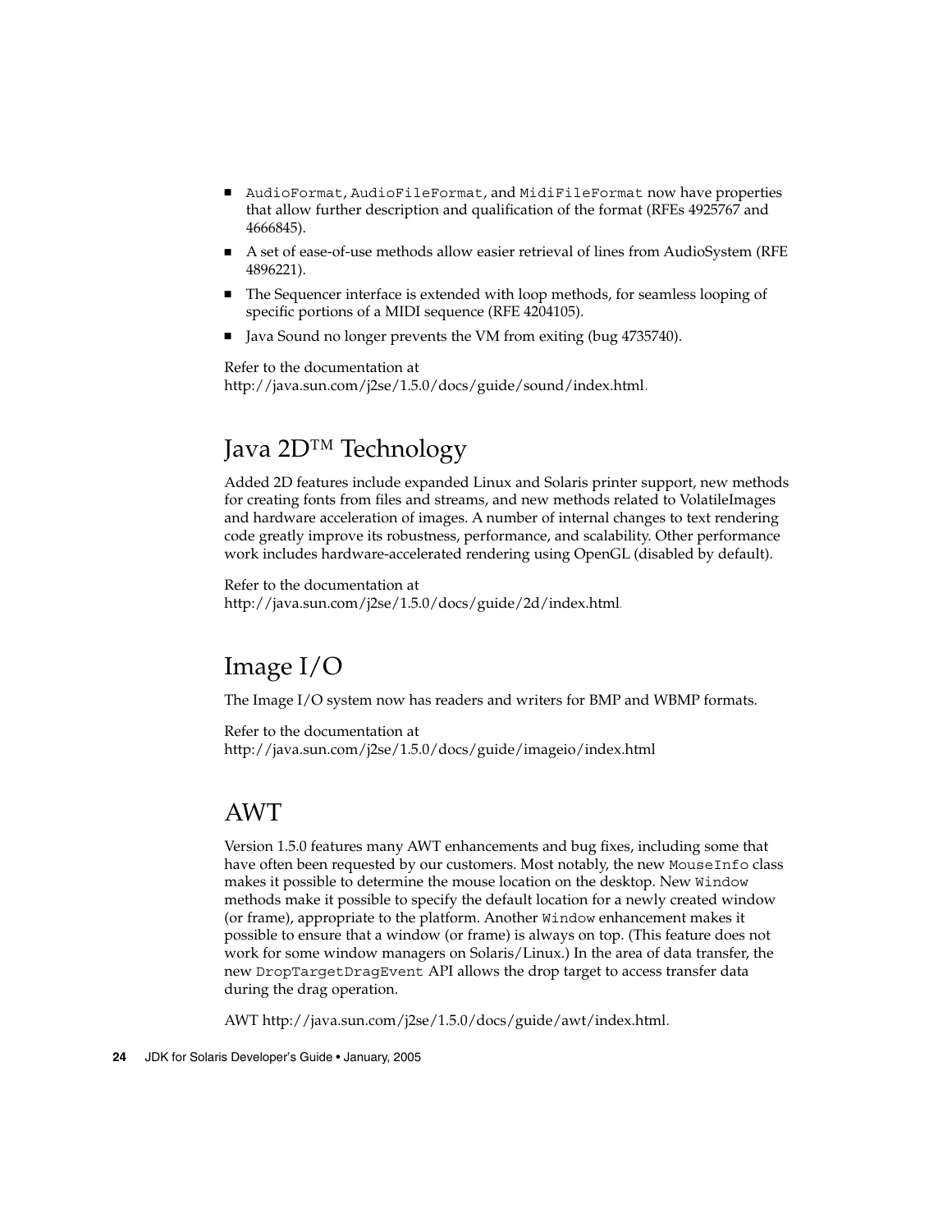- `AudioFormat`, `AudioFileFormat`, and `MidiFileFormat` now have properties that allow further description and qualification of the format (RFEs 4925767 and 4666845).
- A set of ease-of-use methods allow easier retrieval of lines from AudioSystem (RFE 4896221).
- The Sequencer interface is extended with loop methods, for seamless looping of specific portions of a MIDI sequence (RFE 4204105).
- Java Sound no longer prevents the VM from exiting (bug 4735740).

Refer to the documentation at http://java.sun.com/j2se/1.5.0/docs/guide/sound/index.html.

## Java 2D™ Technology

Added 2D features include expanded Linux and Solaris printer support, new methods for creating fonts from files and streams, and new methods related to VolatileImages and hardware acceleration of images. A number of internal changes to text rendering code greatly improve its robustness, performance, and scalability. Other performance work includes hardware-accelerated rendering using OpenGL (disabled by default).

Refer to the documentation at http://java.sun.com/j2se/1.5.0/docs/guide/2d/index.html.

## Image I/O

The Image I/O system now has readers and writers for BMP and WBMP formats.

Refer to the documentation at http://java.sun.com/j2se/1.5.0/docs/guide/imageio/index.html

## AWT

Version 1.5.0 features many AWT enhancements and bug fixes, including some that have often been requested by our customers. Most notably, the new `MouseInfo` class makes it possible to determine the mouse location on the desktop. New `Window` methods make it possible to specify the default location for a newly created window (or frame), appropriate to the platform. Another `Window` enhancement makes it possible to ensure that a window (or frame) is always on top. (This feature does not work for some window managers on Solaris/Linux.) In the area of data transfer, the new `DropTargetDragEvent` API allows the drop target to access transfer data during the drag operation.

AWT http://java.sun.com/j2se/1.5.0/docs/guide/awt/index.html.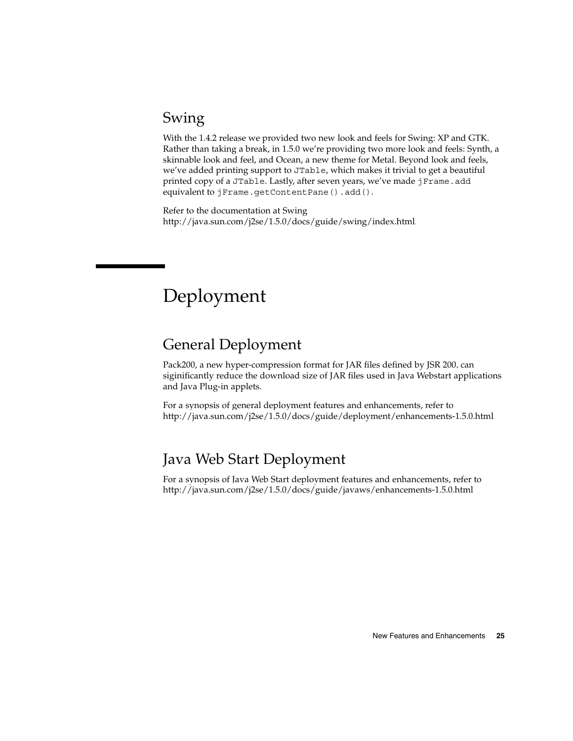## Swing

With the 1.4.2 release we provided two new look and feels for Swing: XP and GTK. Rather than taking a break, in 1.5.0 we're providing two more look and feels: Synth, a skinnable look and feel, and Ocean, a new theme for Metal. Beyond look and feels, we've added printing support to `JTable`, which makes it trivial to get a beautiful printed copy of a `JTable`. Lastly, after seven years, we've made `jFrame.add` equivalent to `jFrame.getContentPane().add()`.

Refer to the documentation at Swing http://java.sun.com/j2se/1.5.0/docs/guide/swing/index.html.

# Deployment

## General Deployment

Pack200, a new hyper-compression format for JAR files defined by JSR 200, can siginificantly reduce the download size of JAR files used in Java Webstart applications and Java Plug-in applets.

For a synopsis of general deployment features and enhancements, refer to http://java.sun.com/j2se/1.5.0/docs/guide/deployment/enhancements-1.5.0.html.

## Java Web Start Deployment

For a synopsis of Java Web Start deployment features and enhancements, refer to http://java.sun.com/j2se/1.5.0/docs/guide/javaws/enhancements-1.5.0.html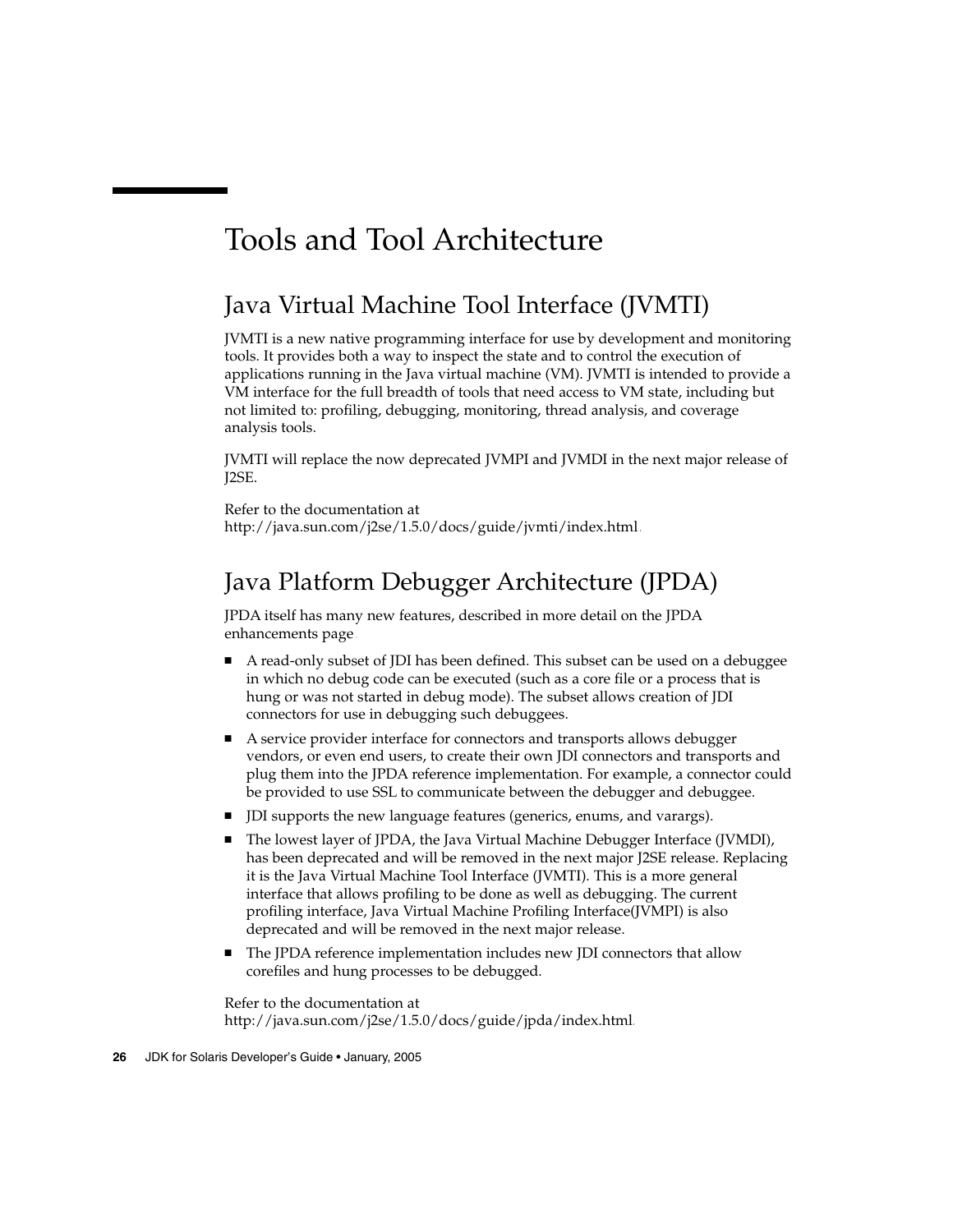# Tools and Tool Architecture

## Java Virtual Machine Tool Interface (JVMTI)

JVMTI is a new native programming interface for use by development and monitoring tools. It provides both a way to inspect the state and to control the execution of applications running in the Java virtual machine (VM). JVMTI is intended to provide a VM interface for the full breadth of tools that need access to VM state, including but not limited to: profiling, debugging, monitoring, thread analysis, and coverage analysis tools.

JVMTI will replace the now deprecated JVMPI and JVMDI in the next major release of J2SE.

Refer to the documentation at http://java.sun.com/j2se/1.5.0/docs/guide/jvmti/index.html.

## Java Platform Debugger Architecture (JPDA)

JPDA itself has many new features, described in more detail on the JPDA enhancements page.

- A read-only subset of JDI has been defined. This subset can be used on a debuggee in which no debug code can be executed (such as a core file or a process that is hung or was not started in debug mode). The subset allows creation of JDI connectors for use in debugging such debuggees.
- A service provider interface for connectors and transports allows debugger vendors, or even end users, to create their own JDI connectors and transports and plug them into the JPDA reference implementation. For example, a connector could be provided to use SSL to communicate between the debugger and debuggee.
- JDI supports the new language features (generics, enums, and varargs).
- The lowest layer of JPDA, the Java Virtual Machine Debugger Interface (JVMDI), has been deprecated and will be removed in the next major J2SE release. Replacing it is the Java Virtual Machine Tool Interface (JVMTI). This is a more general interface that allows profiling to be done as well as debugging. The current profiling interface, Java Virtual Machine Profiling Interface(JVMPI) is also deprecated and will be removed in the next major release.
- The JPDA reference implementation includes new JDI connectors that allow corefiles and hung processes to be debugged.

Refer to the documentation at http://java.sun.com/j2se/1.5.0/docs/guide/jpda/index.html.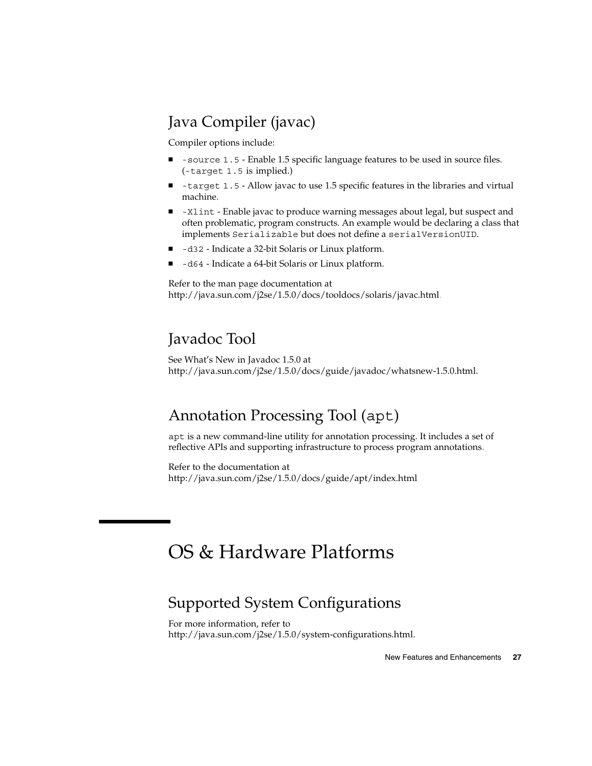## Java Compiler (javac)

Compiler options include:

- `-source 1.5` - Enable 1.5 specific language features to be used in source files. (`-target 1.5` is implied.)
- `-target 1.5` - Allow javac to use 1.5 specific features in the libraries and virtual machine.
- `-Xlint` - Enable javac to produce warning messages about legal, but suspect and often problematic, program constructs. An example would be declaring a class that implements `Serializable` but does not define a `serialVersionUID`.
- `-d32` - Indicate a 32-bit Solaris or Linux platform.
- `-d64` - Indicate a 64-bit Solaris or Linux platform.

Refer to the man page documentation at http://java.sun.com/j2se/1.5.0/docs/tooldocs/solaris/javac.html.

## Javadoc Tool

See What's New in Javadoc 1.5.0 at http://java.sun.com/j2se/1.5.0/docs/guide/javadoc/whatsnew-1.5.0.html.

## Annotation Processing Tool (`apt`)

`apt` is a new command-line utility for annotation processing. It includes a set of reflective APIs and supporting infrastructure to process program annotations.

Refer to the documentation at http://java.sun.com/j2se/1.5.0/docs/guide/apt/index.html

# OS & Hardware Platforms

## Supported System Configurations

For more information, refer to http://java.sun.com/j2se/1.5.0/system-configurations.html.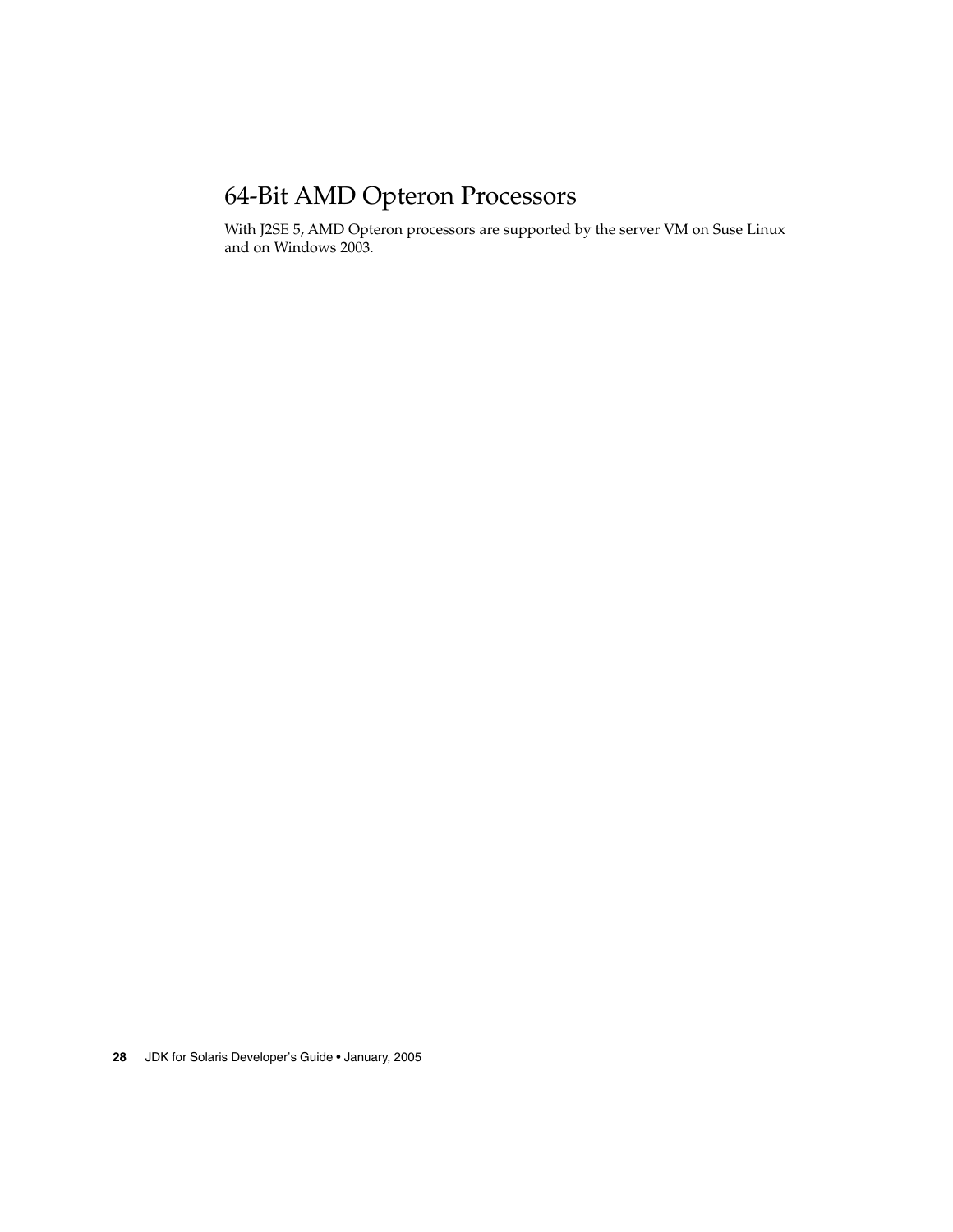## 64-Bit AMD Opteron Processors

With J2SE 5, AMD Opteron processors are supported by the server VM on Suse Linux and on Windows 2003.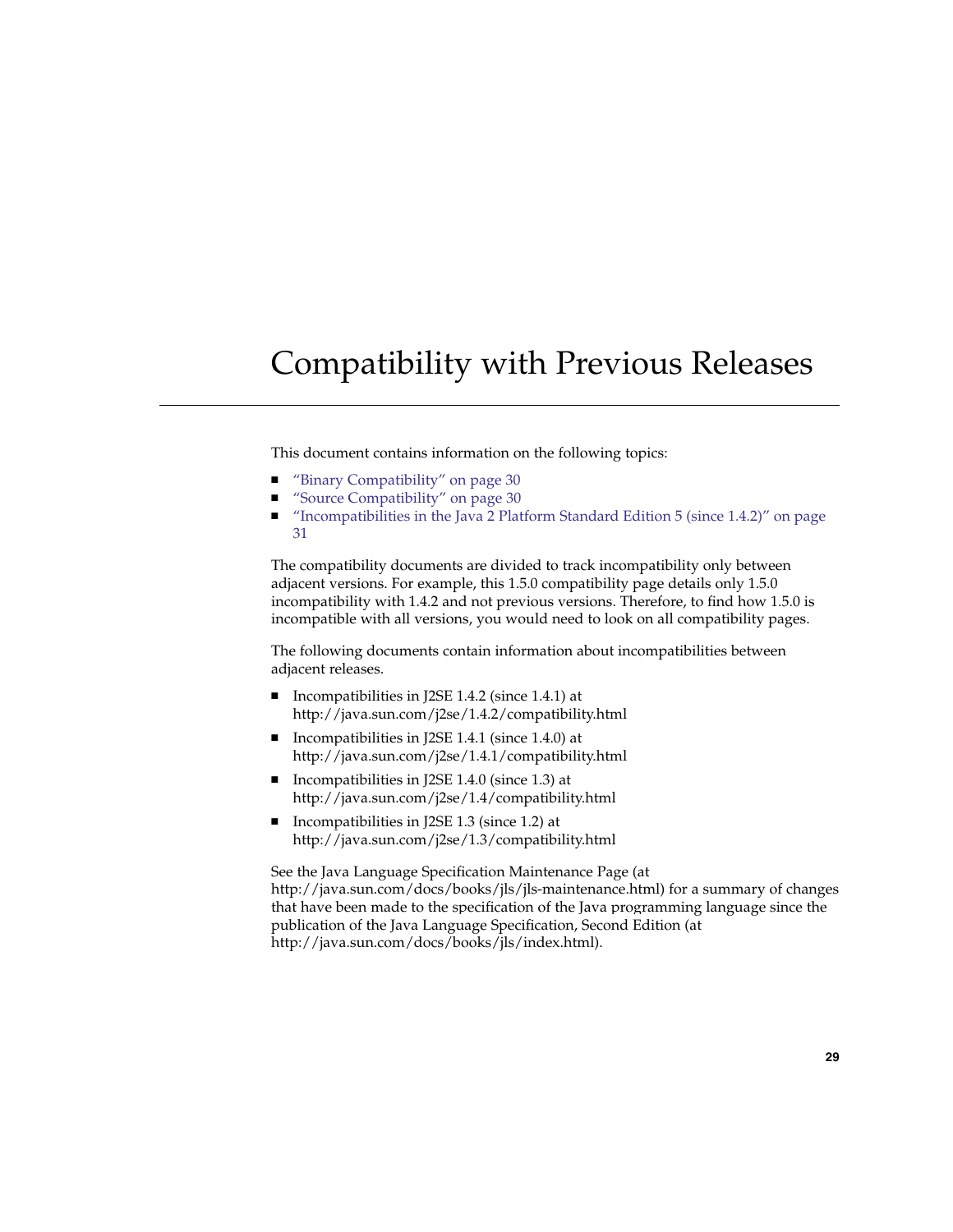# Compatibility with Previous Releases

This document contains information on the following topics:

- "Binary Compatibility" on page 30
- "Source Compatibility" on page 30
- "Incompatibilities in the Java 2 Platform Standard Edition 5 (since 1.4.2)" on page 31

The compatibility documents are divided to track incompatibility only between adjacent versions. For example, this 1.5.0 compatibility page details only 1.5.0 incompatibility with 1.4.2 and not previous versions. Therefore, to find how 1.5.0 is incompatible with all versions, you would need to look on all compatibility pages.

The following documents contain information about incompatibilities between adjacent releases.

- Incompatibilities in J2SE 1.4.2 (since 1.4.1) at http://java.sun.com/j2se/1.4.2/compatibility.html
- Incompatibilities in J2SE 1.4.1 (since 1.4.0) at http://java.sun.com/j2se/1.4.1/compatibility.html
- Incompatibilities in J2SE 1.4.0 (since 1.3) at http://java.sun.com/j2se/1.4/compatibility.html
- Incompatibilities in J2SE 1.3 (since 1.2) at http://java.sun.com/j2se/1.3/compatibility.html

See the Java Language Specification Maintenance Page (at http://java.sun.com/docs/books/jls/jls-maintenance.html) for a summary of changes that have been made to the specification of the Java programming language since the publication of the Java Language Specification, Second Edition (at http://java.sun.com/docs/books/jls/index.html).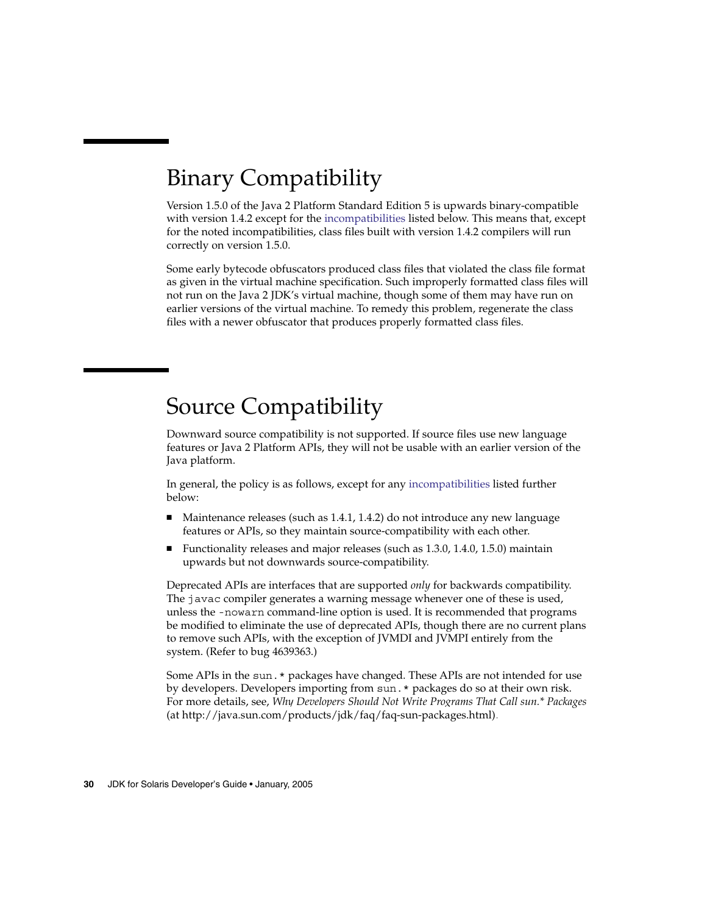## Binary Compatibility

Version 1.5.0 of the Java 2 Platform Standard Edition 5 is upwards binary-compatible with version 1.4.2 except for the incompatibilities listed below. This means that, except for the noted incompatibilities, class files built with version 1.4.2 compilers will run correctly on version 1.5.0.

Some early bytecode obfuscators produced class files that violated the class file format as given in the virtual machine specification. Such improperly formatted class files will not run on the Java 2 JDK's virtual machine, though some of them may have run on earlier versions of the virtual machine. To remedy this problem, regenerate the class files with a newer obfuscator that produces properly formatted class files.

## Source Compatibility

Downward source compatibility is not supported. If source files use new language features or Java 2 Platform APIs, they will not be usable with an earlier version of the Java platform.

In general, the policy is as follows, except for any incompatibilities listed further below:

- Maintenance releases (such as 1.4.1, 1.4.2) do not introduce any new language features or APIs, so they maintain source-compatibility with each other.
- Functionality releases and major releases (such as 1.3.0, 1.4.0, 1.5.0) maintain upwards but not downwards source-compatibility.

Deprecated APIs are interfaces that are supported *only* for backwards compatibility. The `javac` compiler generates a warning message whenever one of these is used, unless the `-nowarn` command-line option is used. It is recommended that programs be modified to eliminate the use of deprecated APIs, though there are no current plans to remove such APIs, with the exception of JVMDI and JVMPI entirely from the system. (Refer to bug 4639363.)

Some APIs in the `sun.*` packages have changed. These APIs are not intended for use by developers. Developers importing from `sun.*` packages do so at their own risk. For more details, see, *Why Developers Should Not Write Programs That Call sun.* Packages* (at http://java.sun.com/products/jdk/faq/faq-sun-packages.html).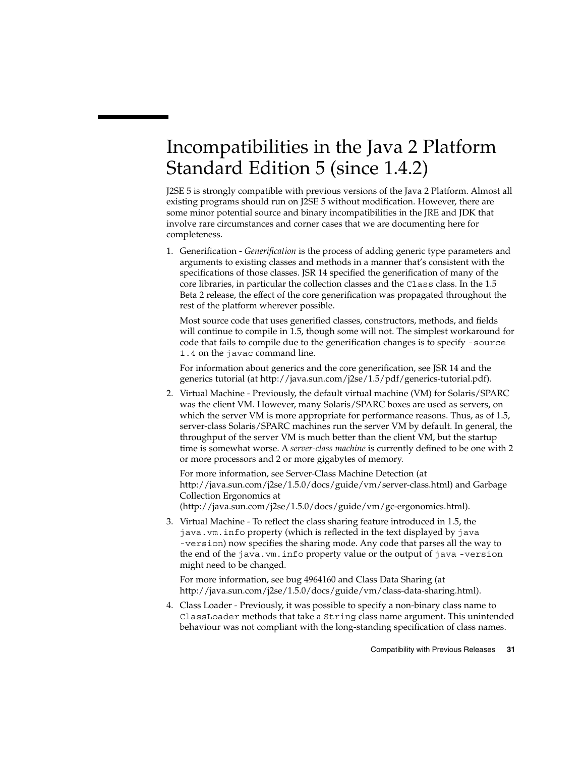# Incompatibilities in the Java 2 Platform Standard Edition 5 (since 1.4.2)

J2SE 5 is strongly compatible with previous versions of the Java 2 Platform. Almost all existing programs should run on J2SE 5 without modification. However, there are some minor potential source and binary incompatibilities in the JRE and JDK that involve rare circumstances and corner cases that we are documenting here for completeness.

1. Generification - *Generification* is the process of adding generic type parameters and arguments to existing classes and methods in a manner that's consistent with the specifications of those classes. JSR 14 specified the generification of many of the core libraries, in particular the collection classes and the `Class` class. In the 1.5 Beta 2 release, the effect of the core generification was propagated throughout the rest of the platform wherever possible.

   Most source code that uses generified classes, constructors, methods, and fields will continue to compile in 1.5, though some will not. The simplest workaround for code that fails to compile due to the generification changes is to specify `-source 1.4` on the `javac` command line.

   For information about generics and the core generification, see JSR 14 and the generics tutorial (at http://java.sun.com/j2se/1.5/pdf/generics-tutorial.pdf).

2. Virtual Machine - Previously, the default virtual machine (VM) for Solaris/SPARC was the client VM. However, many Solaris/SPARC boxes are used as servers, on which the server VM is more appropriate for performance reasons. Thus, as of 1.5, server-class Solaris/SPARC machines run the server VM by default. In general, the throughput of the server VM is much better than the client VM, but the startup time is somewhat worse. A *server-class machine* is currently defined to be one with 2 or more processors and 2 or more gigabytes of memory.

   For more information, see Server-Class Machine Detection (at http://java.sun.com/j2se/1.5.0/docs/guide/vm/server-class.html) and Garbage Collection Ergonomics at (http://java.sun.com/j2se/1.5.0/docs/guide/vm/gc-ergonomics.html).

3. Virtual Machine - To reflect the class sharing feature introduced in 1.5, the `java.vm.info` property (which is reflected in the text displayed by `java -version`) now specifies the sharing mode. Any code that parses all the way to the end of the `java.vm.info` property value or the output of `java -version` might need to be changed.

   For more information, see bug 4964160 and Class Data Sharing (at http://java.sun.com/j2se/1.5.0/docs/guide/vm/class-data-sharing.html).

4. Class Loader - Previously, it was possible to specify a non-binary class name to `ClassLoader` methods that take a `String` class name argument. This unintended behaviour was not compliant with the long-standing specification of class names.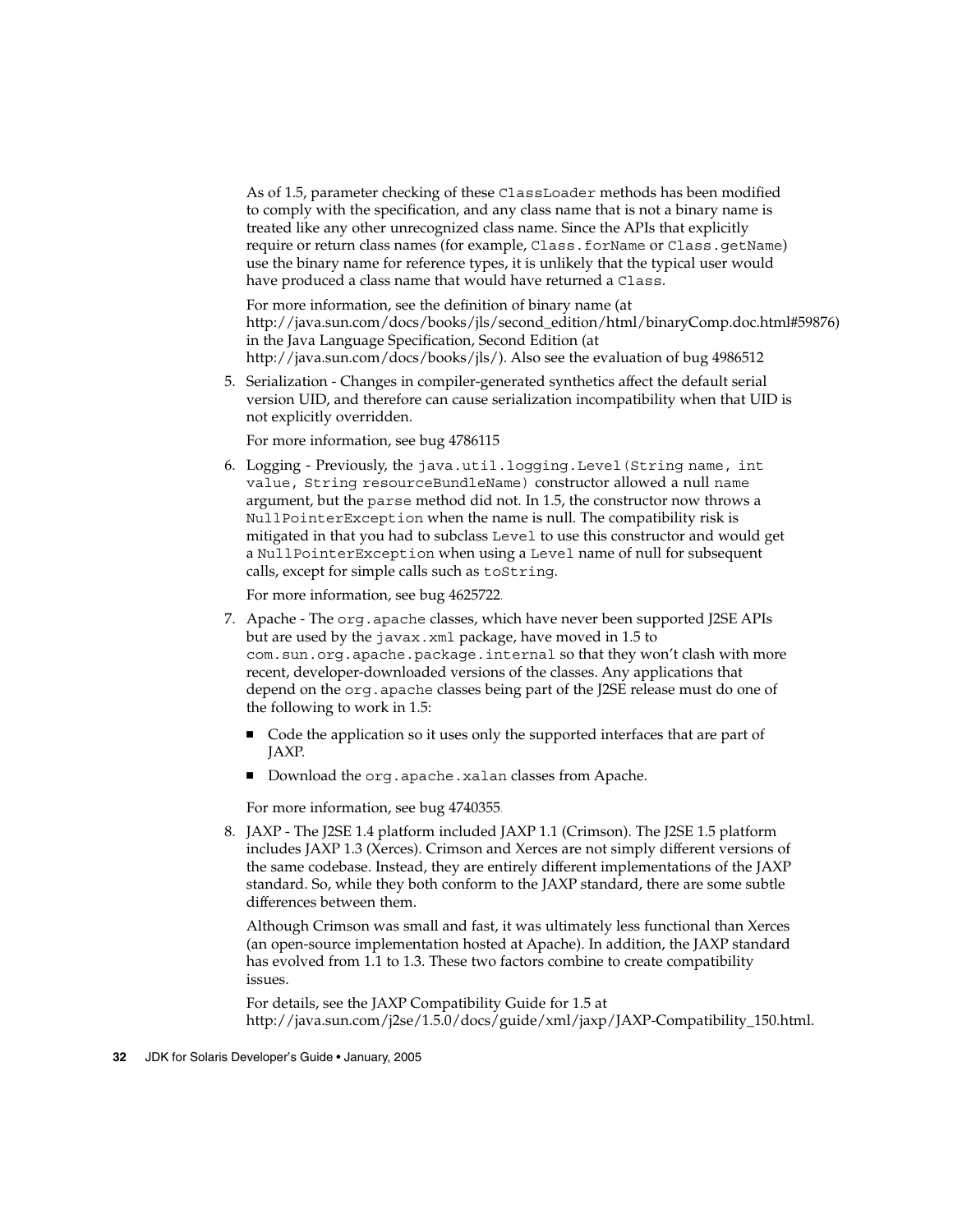As of 1.5, parameter checking of these `ClassLoader` methods has been modified to comply with the specification, and any class name that is not a binary name is treated like any other unrecognized class name. Since the APIs that explicitly require or return class names (for example, `Class.forName` or `Class.getName`) use the binary name for reference types, it is unlikely that the typical user would have produced a class name that would have returned a `Class`.

For more information, see the definition of binary name (at http://java.sun.com/docs/books/jls/second_edition/html/binaryComp.doc.html#59876) in the Java Language Specification, Second Edition (at http://java.sun.com/docs/books/jls/). Also see the evaluation of bug 4986512

5. Serialization - Changes in compiler-generated synthetics affect the default serial version UID, and therefore can cause serialization incompatibility when that UID is not explicitly overridden.

   For more information, see bug 4786115

6. Logging - Previously, the `java.util.logging.Level(String name, int value, String resourceBundleName)` constructor allowed a null `name` argument, but the `parse` method did not. In 1.5, the constructor now throws a `NullPointerException` when the name is null. The compatibility risk is mitigated in that you had to subclass `Level` to use this constructor and would get a `NullPointerException` when using a `Level` name of null for subsequent calls, except for simple calls such as `toString`.

   For more information, see bug 4625722.

7. Apache - The `org.apache` classes, which have never been supported J2SE APIs but are used by the `javax.xml` package, have moved in 1.5 to `com.sun.org.apache.package.internal` so that they won't clash with more recent, developer-downloaded versions of the classes. Any applications that depend on the `org.apache` classes being part of the J2SE release must do one of the following to work in 1.5:

   - Code the application so it uses only the supported interfaces that are part of JAXP.
   - Download the `org.apache.xalan` classes from Apache.

   For more information, see bug 4740355.

8. JAXP - The J2SE 1.4 platform included JAXP 1.1 (Crimson). The J2SE 1.5 platform includes JAXP 1.3 (Xerces). Crimson and Xerces are not simply different versions of the same codebase. Instead, they are entirely different implementations of the JAXP standard. So, while they both conform to the JAXP standard, there are some subtle differences between them.

   Although Crimson was small and fast, it was ultimately less functional than Xerces (an open-source implementation hosted at Apache). In addition, the JAXP standard has evolved from 1.1 to 1.3. These two factors combine to create compatibility issues.

   For details, see the JAXP Compatibility Guide for 1.5 at http://java.sun.com/j2se/1.5.0/docs/guide/xml/jaxp/JAXP-Compatibility_150.html.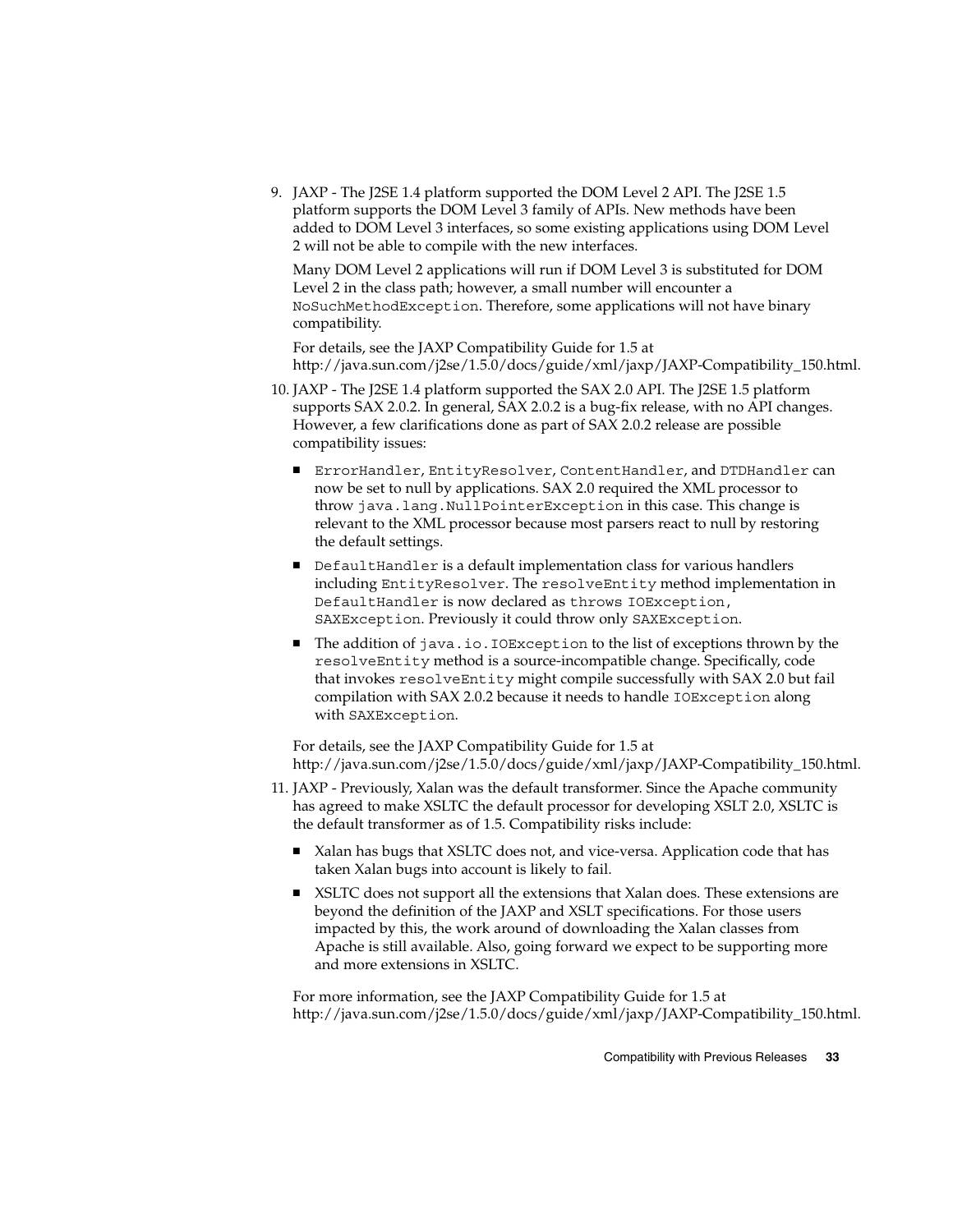9. JAXP - The J2SE 1.4 platform supported the DOM Level 2 API. The J2SE 1.5 platform supports the DOM Level 3 family of APIs. New methods have been added to DOM Level 3 interfaces, so some existing applications using DOM Level 2 will not be able to compile with the new interfaces.

   Many DOM Level 2 applications will run if DOM Level 3 is substituted for DOM Level 2 in the class path; however, a small number will encounter a `NoSuchMethodException`. Therefore, some applications will not have binary compatibility.

   For details, see the JAXP Compatibility Guide for 1.5 at http://java.sun.com/j2se/1.5.0/docs/guide/xml/jaxp/JAXP-Compatibility_150.html.

10. JAXP - The J2SE 1.4 platform supported the SAX 2.0 API. The J2SE 1.5 platform supports SAX 2.0.2. In general, SAX 2.0.2 is a bug-fix release, with no API changes. However, a few clarifications done as part of SAX 2.0.2 release are possible compatibility issues:

    - `ErrorHandler`, `EntityResolver`, `ContentHandler`, and `DTDHandler` can now be set to null by applications. SAX 2.0 required the XML processor to throw `java.lang.NullPointerException` in this case. This change is relevant to the XML processor because most parsers react to null by restoring the default settings.
    - `DefaultHandler` is a default implementation class for various handlers including `EntityResolver`. The `resolveEntity` method implementation in `DefaultHandler` is now declared as `throws IOException, SAXException`. Previously it could throw only `SAXException`.
    - The addition of `java.io.IOException` to the list of exceptions thrown by the `resolveEntity` method is a source-incompatible change. Specifically, code that invokes `resolveEntity` might compile successfully with SAX 2.0 but fail compilation with SAX 2.0.2 because it needs to handle `IOException` along with `SAXException`.

    For details, see the JAXP Compatibility Guide for 1.5 at http://java.sun.com/j2se/1.5.0/docs/guide/xml/jaxp/JAXP-Compatibility_150.html.

11. JAXP - Previously, Xalan was the default transformer. Since the Apache community has agreed to make XSLTC the default processor for developing XSLT 2.0, XSLTC is the default transformer as of 1.5. Compatibility risks include:

    - Xalan has bugs that XSLTC does not, and vice-versa. Application code that has taken Xalan bugs into account is likely to fail.
    - XSLTC does not support all the extensions that Xalan does. These extensions are beyond the definition of the JAXP and XSLT specifications. For those users impacted by this, the work around of downloading the Xalan classes from Apache is still available. Also, going forward we expect to be supporting more and more extensions in XSLTC.

    For more information, see the JAXP Compatibility Guide for 1.5 at http://java.sun.com/j2se/1.5.0/docs/guide/xml/jaxp/JAXP-Compatibility_150.html.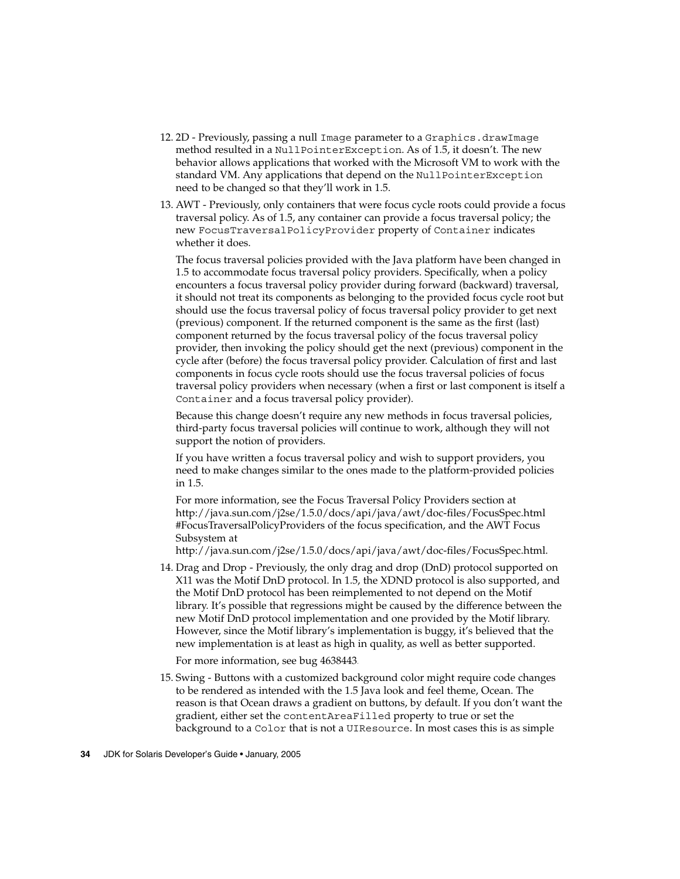12. 2D - Previously, passing a null `Image` parameter to a `Graphics.drawImage` method resulted in a `NullPointerException`. As of 1.5, it doesn't. The new behavior allows applications that worked with the Microsoft VM to work with the standard VM. Any applications that depend on the `NullPointerException` need to be changed so that they'll work in 1.5.

13. AWT - Previously, only containers that were focus cycle roots could provide a focus traversal policy. As of 1.5, any container can provide a focus traversal policy; the new `FocusTraversalPolicyProvider` property of `Container` indicates whether it does.

    The focus traversal policies provided with the Java platform have been changed in 1.5 to accommodate focus traversal policy providers. Specifically, when a policy encounters a focus traversal policy provider during forward (backward) traversal, it should not treat its components as belonging to the provided focus cycle root but should use the focus traversal policy of focus traversal policy provider to get next (previous) component. If the returned component is the same as the first (last) component returned by the focus traversal policy of the focus traversal policy provider, then invoking the policy should get the next (previous) component in the cycle after (before) the focus traversal policy provider. Calculation of first and last components in focus cycle roots should use the focus traversal policies of focus traversal policy providers when necessary (when a first or last component is itself a `Container` and a focus traversal policy provider).

    Because this change doesn't require any new methods in focus traversal policies, third-party focus traversal policies will continue to work, although they will not support the notion of providers.

    If you have written a focus traversal policy and wish to support providers, you need to make changes similar to the ones made to the platform-provided policies in 1.5.

    For more information, see the Focus Traversal Policy Providers section at http://java.sun.com/j2se/1.5.0/docs/api/java/awt/doc-files/FocusSpec.html #FocusTraversalPolicyProviders of the focus specification, and the AWT Focus Subsystem at http://java.sun.com/j2se/1.5.0/docs/api/java/awt/doc-files/FocusSpec.html.

14. Drag and Drop - Previously, the only drag and drop (DnD) protocol supported on X11 was the Motif DnD protocol. In 1.5, the XDND protocol is also supported, and the Motif DnD protocol has been reimplemented to not depend on the Motif library. It's possible that regressions might be caused by the difference between the new Motif DnD protocol implementation and one provided by the Motif library. However, since the Motif library's implementation is buggy, it's believed that the new implementation is at least as high in quality, as well as better supported.

    For more information, see bug 4638443.

15. Swing - Buttons with a customized background color might require code changes to be rendered as intended with the 1.5 Java look and feel theme, Ocean. The reason is that Ocean draws a gradient on buttons, by default. If you don't want the gradient, either set the `contentAreaFilled` property to true or set the background to a `Color` that is not a `UIResource`. In most cases this is as simple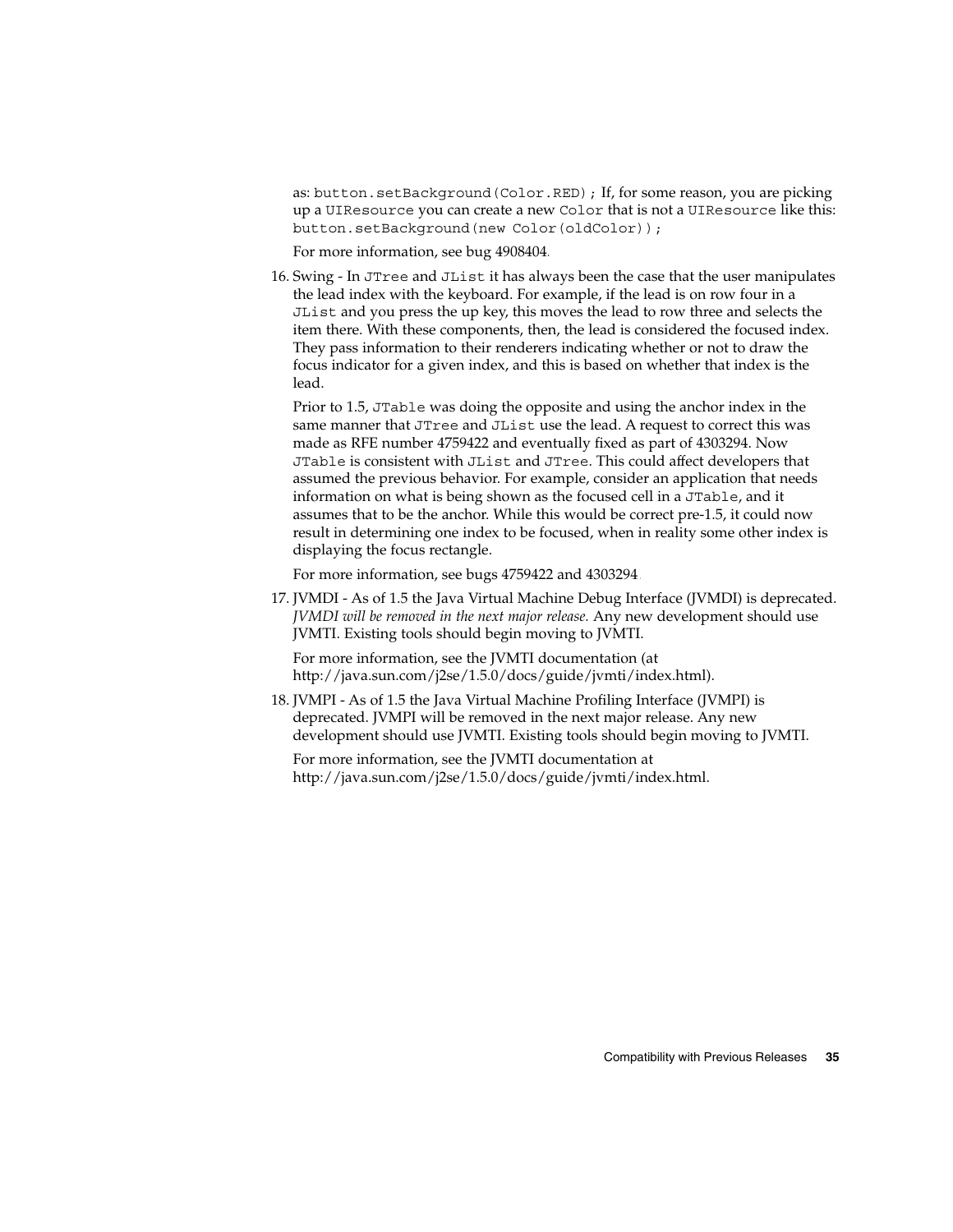as: `button.setBackground(Color.RED);` If, for some reason, you are picking up a `UIResource` you can create a new `Color` that is not a `UIResource` like this: `button.setBackground(new Color(oldColor));`

For more information, see bug 4908404.

16. Swing - In `JTree` and `JList` it has always been the case that the user manipulates the lead index with the keyboard. For example, if the lead is on row four in a `JList` and you press the up key, this moves the lead to row three and selects the item there. With these components, then, the lead is considered the focused index. They pass information to their renderers indicating whether or not to draw the focus indicator for a given index, and this is based on whether that index is the lead.

    Prior to 1.5, `JTable` was doing the opposite and using the anchor index in the same manner that `JTree` and `JList` use the lead. A request to correct this was made as RFE number 4759422 and eventually fixed as part of 4303294. Now `JTable` is consistent with `JList` and `JTree`. This could affect developers that assumed the previous behavior. For example, consider an application that needs information on what is being shown as the focused cell in a `JTable`, and it assumes that to be the anchor. While this would be correct pre-1.5, it could now result in determining one index to be focused, when in reality some other index is displaying the focus rectangle.

    For more information, see bugs 4759422 and 4303294.

17. JVMDI - As of 1.5 the Java Virtual Machine Debug Interface (JVMDI) is deprecated. *JVMDI will be removed in the next major release.* Any new development should use JVMTI. Existing tools should begin moving to JVMTI.

    For more information, see the JVMTI documentation (at http://java.sun.com/j2se/1.5.0/docs/guide/jvmti/index.html).

18. JVMPI - As of 1.5 the Java Virtual Machine Profiling Interface (JVMPI) is deprecated. JVMPI will be removed in the next major release. Any new development should use JVMTI. Existing tools should begin moving to JVMTI.

    For more information, see the JVMTI documentation at http://java.sun.com/j2se/1.5.0/docs/guide/jvmti/index.html.